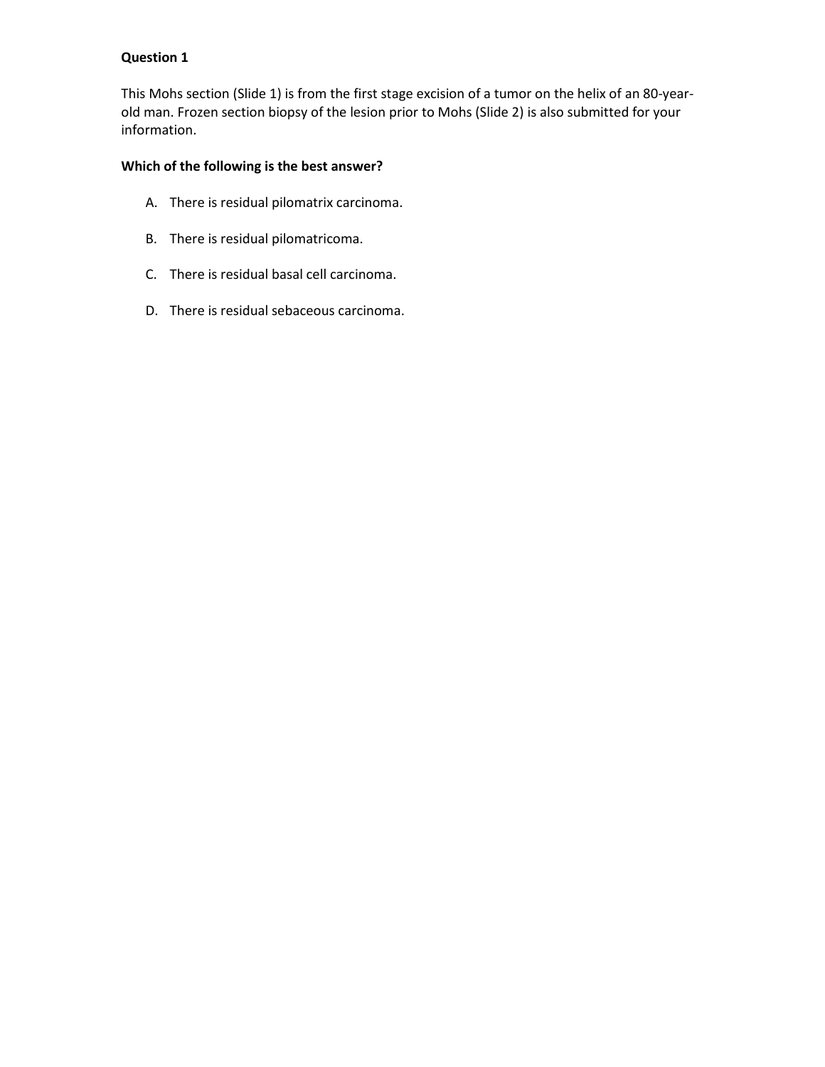**Question 1**

This Mohs section (Slide 1) is from the first stage excision of a tumor on the helix of an 80-year-old man. Frozen section biopsy of the lesion prior to Mohs (Slide 2) is also submitted for your information.

**Which of the following is the best answer?**

A. There is residual pilomatrix carcinoma.

B. There is residual pilomatricoma.

C. There is residual basal cell carcinoma.

D. There is residual sebaceous carcinoma.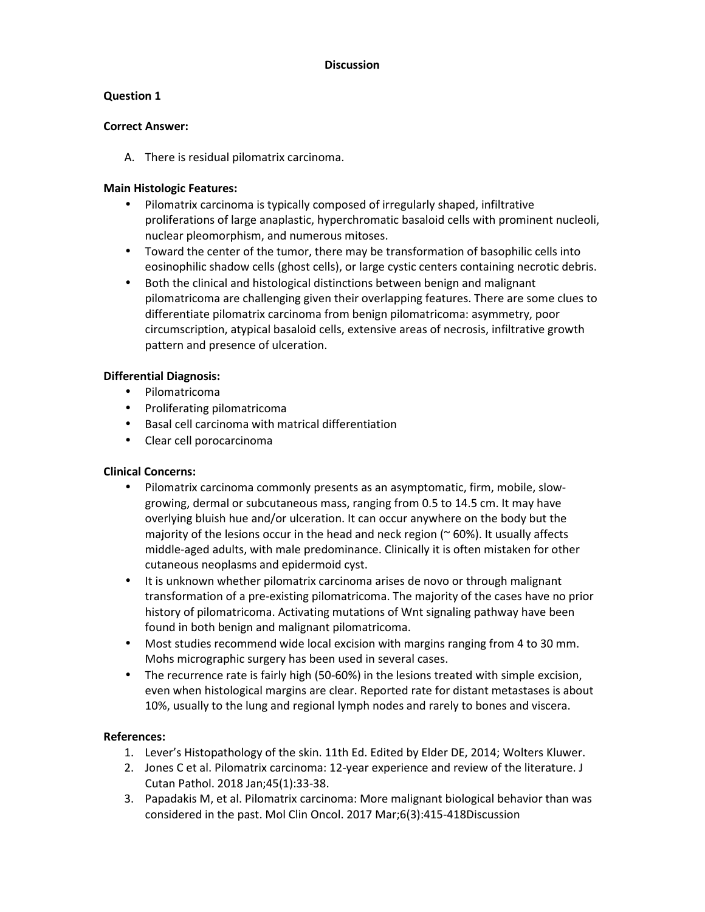# Discussion

## Question 1

**Correct Answer:**

A. There is residual pilomatrix carcinoma.

**Main Histologic Features:**

- Pilomatrix carcinoma is typically composed of irregularly shaped, infiltrative proliferations of large anaplastic, hyperchromatic basaloid cells with prominent nucleoli, nuclear pleomorphism, and numerous mitoses.
- Toward the center of the tumor, there may be transformation of basophilic cells into eosinophilic shadow cells (ghost cells), or large cystic centers containing necrotic debris.
- Both the clinical and histological distinctions between benign and malignant pilomatricoma are challenging given their overlapping features. There are some clues to differentiate pilomatrix carcinoma from benign pilomatricoma: asymmetry, poor circumscription, atypical basaloid cells, extensive areas of necrosis, infiltrative growth pattern and presence of ulceration.

**Differential Diagnosis:**

- Pilomatricoma
- Proliferating pilomatricoma
- Basal cell carcinoma with matrical differentiation
- Clear cell porocarcinoma

**Clinical Concerns:**

- Pilomatrix carcinoma commonly presents as an asymptomatic, firm, mobile, slow-growing, dermal or subcutaneous mass, ranging from 0.5 to 14.5 cm. It may have overlying bluish hue and/or ulceration. It can occur anywhere on the body but the majority of the lesions occur in the head and neck region (~ 60%). It usually affects middle-aged adults, with male predominance. Clinically it is often mistaken for other cutaneous neoplasms and epidermoid cyst.
- It is unknown whether pilomatrix carcinoma arises de novo or through malignant transformation of a pre-existing pilomatricoma. The majority of the cases have no prior history of pilomatricoma. Activating mutations of Wnt signaling pathway have been found in both benign and malignant pilomatricoma.
- Most studies recommend wide local excision with margins ranging from 4 to 30 mm. Mohs micrographic surgery has been used in several cases.
- The recurrence rate is fairly high (50-60%) in the lesions treated with simple excision, even when histological margins are clear. Reported rate for distant metastases is about 10%, usually to the lung and regional lymph nodes and rarely to bones and viscera.

**References:**

1. Lever's Histopathology of the skin. 11th Ed. Edited by Elder DE, 2014; Wolters Kluwer.
2. Jones C et al. Pilomatrix carcinoma: 12-year experience and review of the literature. J Cutan Pathol. 2018 Jan;45(1):33-38.
3. Papadakis M, et al. Pilomatrix carcinoma: More malignant biological behavior than was considered in the past. Mol Clin Oncol. 2017 Mar;6(3):415-418Discussion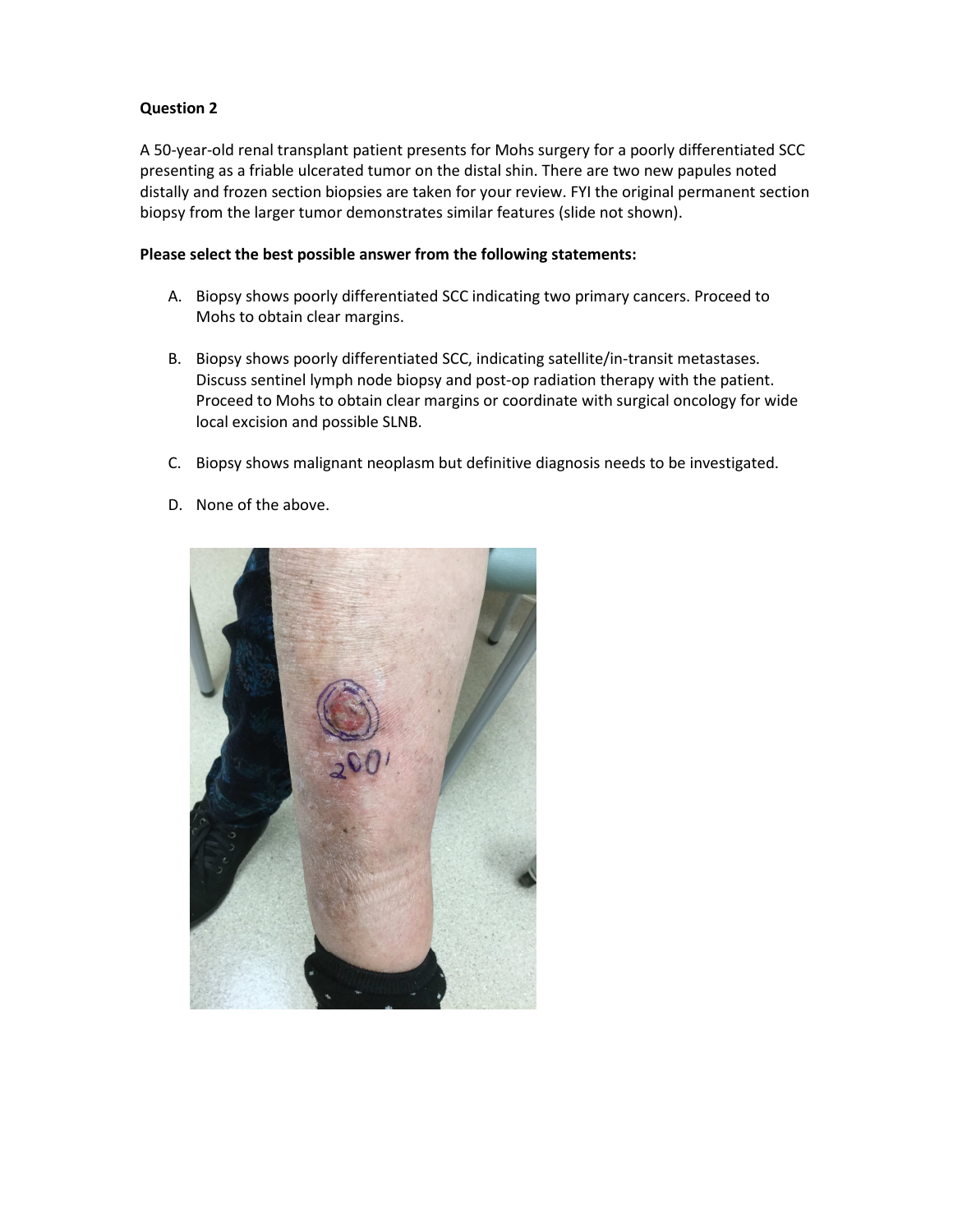**Question 2**

A 50-year-old renal transplant patient presents for Mohs surgery for a poorly differentiated SCC presenting as a friable ulcerated tumor on the distal shin. There are two new papules noted distally and frozen section biopsies are taken for your review. FYI the original permanent section biopsy from the larger tumor demonstrates similar features (slide not shown).

**Please select the best possible answer from the following statements:**

A. Biopsy shows poorly differentiated SCC indicating two primary cancers. Proceed to Mohs to obtain clear margins.

B. Biopsy shows poorly differentiated SCC, indicating satellite/in-transit metastases. Discuss sentinel lymph node biopsy and post-op radiation therapy with the patient. Proceed to Mohs to obtain clear margins or coordinate with surgical oncology for wide local excision and possible SLNB.

C. Biopsy shows malignant neoplasm but definitive diagnosis needs to be investigated.

D. None of the above.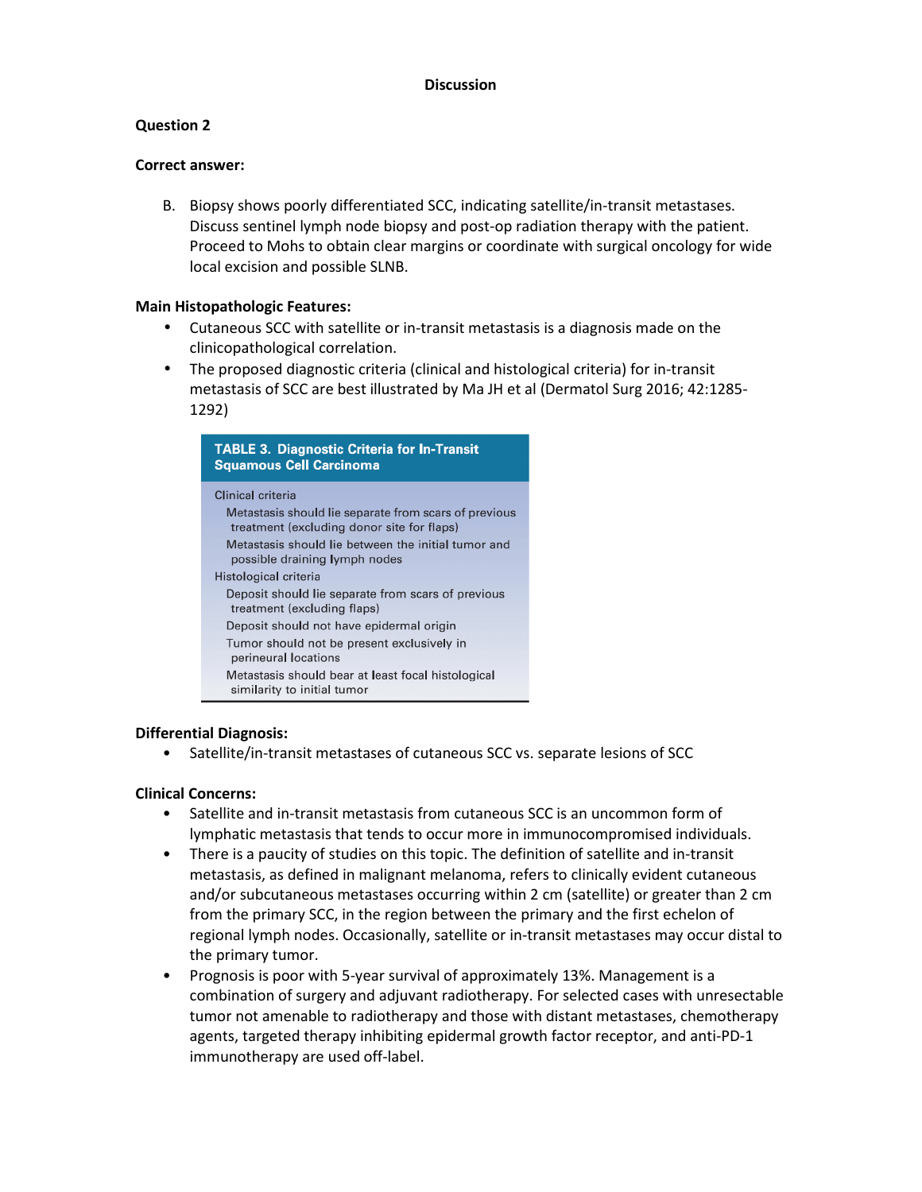# Discussion

## Question 2

**Correct answer:**

B. Biopsy shows poorly differentiated SCC, indicating satellite/in-transit metastases. Discuss sentinel lymph node biopsy and post-op radiation therapy with the patient. Proceed to Mohs to obtain clear margins or coordinate with surgical oncology for wide local excision and possible SLNB.

**Main Histopathologic Features:**

- Cutaneous SCC with satellite or in-transit metastasis is a diagnosis made on the clinicopathological correlation.
- The proposed diagnostic criteria (clinical and histological criteria) for in-transit metastasis of SCC are best illustrated by Ma JH et al (Dermatol Surg 2016; 42:1285-1292)

| TABLE 3. Diagnostic Criteria for In-Transit Squamous Cell Carcinoma |
|---|
| Clinical criteria |
| Metastasis should lie separate from scars of previous treatment (excluding donor site for flaps) |
| Metastasis should lie between the initial tumor and possible draining lymph nodes |
| Histological criteria |
| Deposit should lie separate from scars of previous treatment (excluding flaps) |
| Deposit should not have epidermal origin |
| Tumor should not be present exclusively in perineural locations |
| Metastasis should bear at least focal histological similarity to initial tumor |

**Differential Diagnosis:**

- Satellite/in-transit metastases of cutaneous SCC vs. separate lesions of SCC

**Clinical Concerns:**

- Satellite and in-transit metastasis from cutaneous SCC is an uncommon form of lymphatic metastasis that tends to occur more in immunocompromised individuals.
- There is a paucity of studies on this topic. The definition of satellite and in-transit metastasis, as defined in malignant melanoma, refers to clinically evident cutaneous and/or subcutaneous metastases occurring within 2 cm (satellite) or greater than 2 cm from the primary SCC, in the region between the primary and the first echelon of regional lymph nodes. Occasionally, satellite or in-transit metastases may occur distal to the primary tumor.
- Prognosis is poor with 5-year survival of approximately 13%. Management is a combination of surgery and adjuvant radiotherapy. For selected cases with unresectable tumor not amenable to radiotherapy and those with distant metastases, chemotherapy agents, targeted therapy inhibiting epidermal growth factor receptor, and anti-PD-1 immunotherapy are used off-label.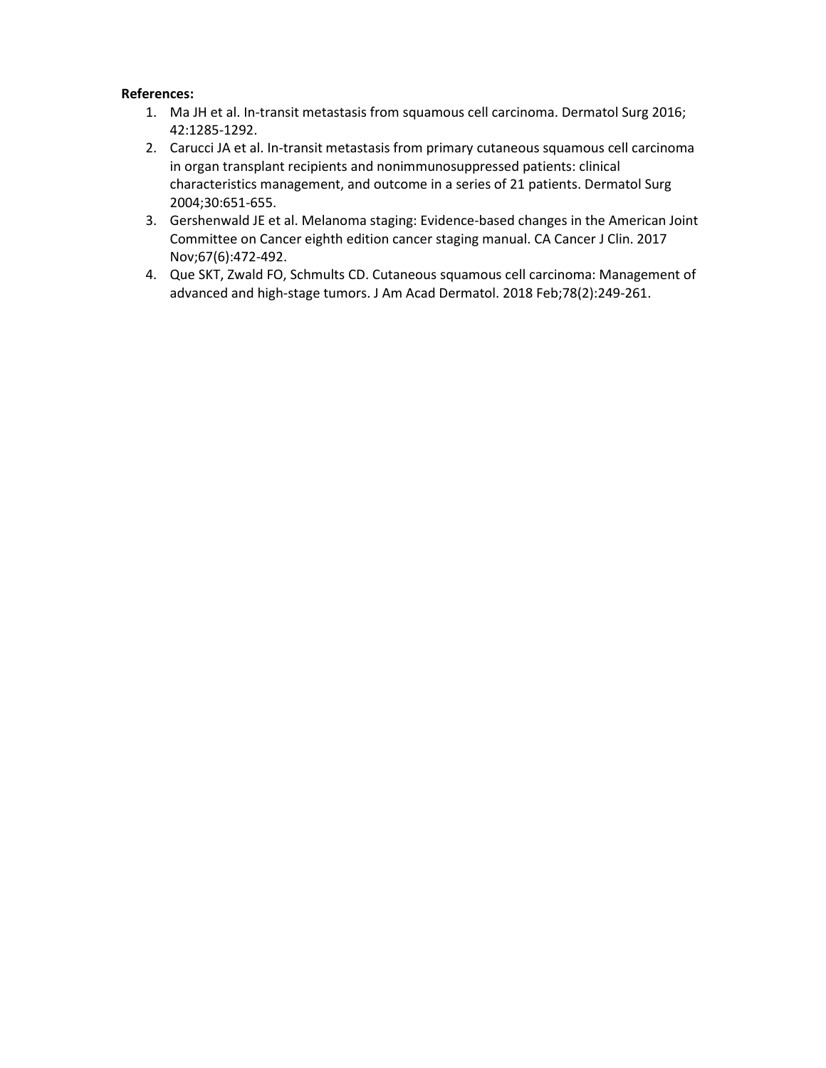**References:**

1. Ma JH et al. In-transit metastasis from squamous cell carcinoma. Dermatol Surg 2016; 42:1285-1292.
2. Carucci JA et al. In-transit metastasis from primary cutaneous squamous cell carcinoma in organ transplant recipients and nonimmunosuppressed patients: clinical characteristics management, and outcome in a series of 21 patients. Dermatol Surg 2004;30:651-655.
3. Gershenwald JE et al. Melanoma staging: Evidence-based changes in the American Joint Committee on Cancer eighth edition cancer staging manual. CA Cancer J Clin. 2017 Nov;67(6):472-492.
4. Que SKT, Zwald FO, Schmults CD. Cutaneous squamous cell carcinoma: Management of advanced and high-stage tumors. J Am Acad Dermatol. 2018 Feb;78(2):249-261.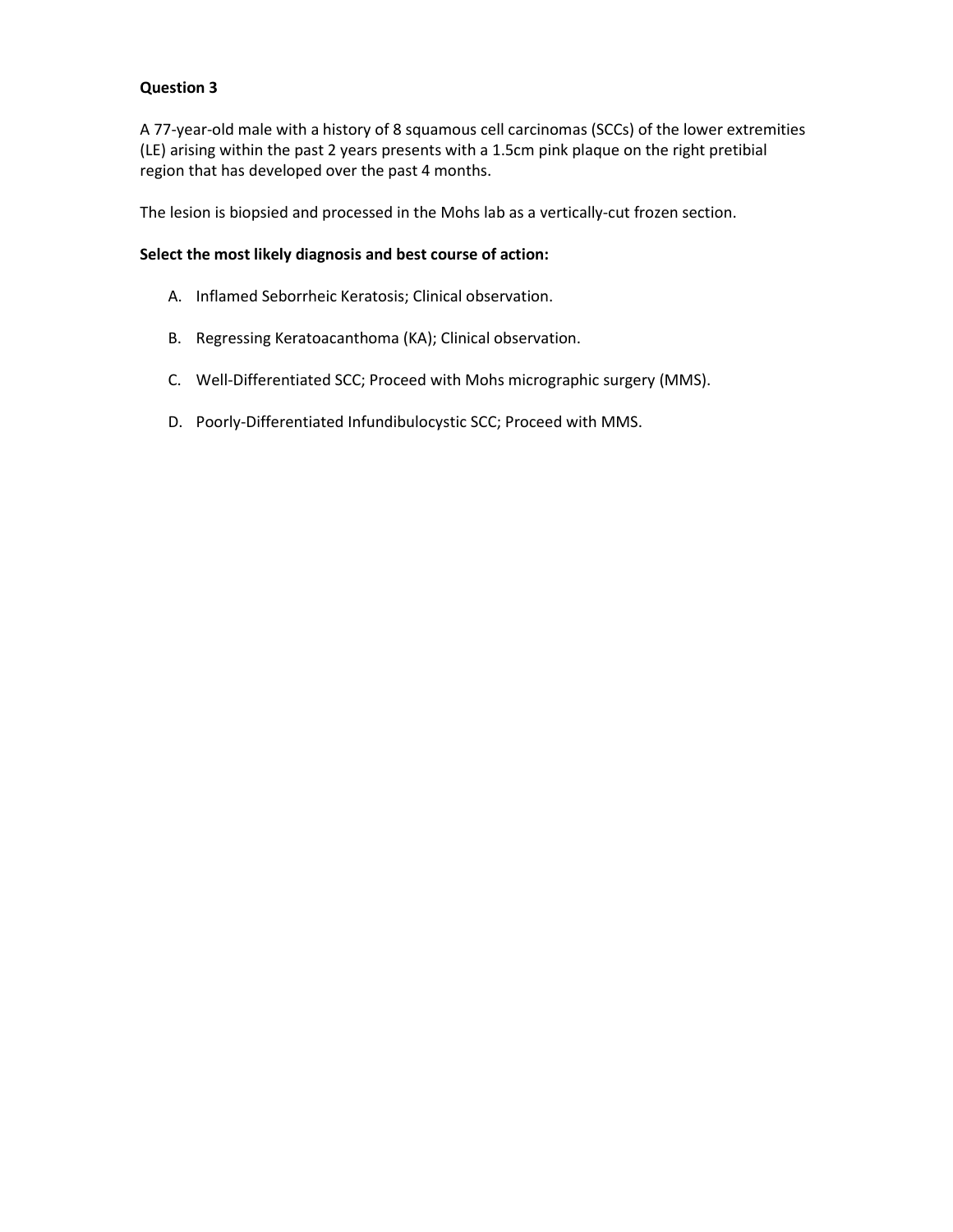**Question 3**

A 77-year-old male with a history of 8 squamous cell carcinomas (SCCs) of the lower extremities (LE) arising within the past 2 years presents with a 1.5cm pink plaque on the right pretibial region that has developed over the past 4 months.

The lesion is biopsied and processed in the Mohs lab as a vertically-cut frozen section.

**Select the most likely diagnosis and best course of action:**

A. Inflamed Seborrheic Keratosis; Clinical observation.

B. Regressing Keratoacanthoma (KA); Clinical observation.

C. Well-Differentiated SCC; Proceed with Mohs micrographic surgery (MMS).

D. Poorly-Differentiated Infundibulocystic SCC; Proceed with MMS.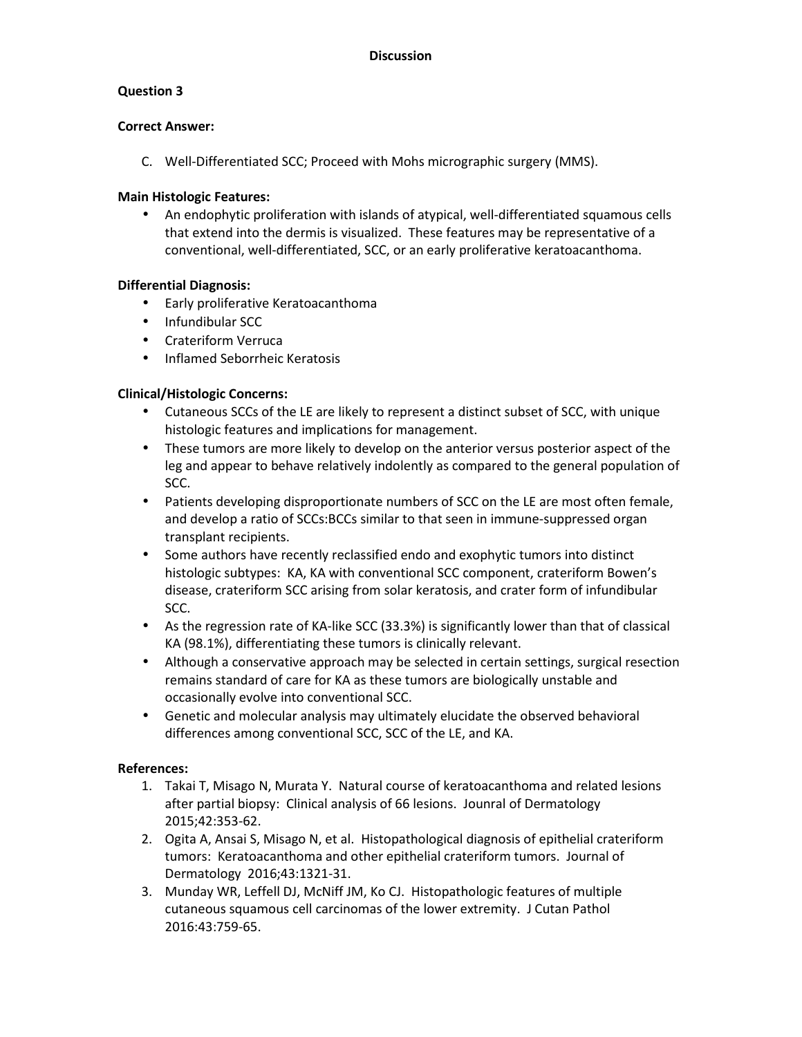# Discussion

## Question 3

**Correct Answer:**

C. Well-Differentiated SCC; Proceed with Mohs micrographic surgery (MMS).

**Main Histologic Features:**

- An endophytic proliferation with islands of atypical, well-differentiated squamous cells that extend into the dermis is visualized. These features may be representative of a conventional, well-differentiated, SCC, or an early proliferative keratoacanthoma.

**Differential Diagnosis:**

- Early proliferative Keratoacanthoma
- Infundibular SCC
- Crateriform Verruca
- Inflamed Seborrheic Keratosis

**Clinical/Histologic Concerns:**

- Cutaneous SCCs of the LE are likely to represent a distinct subset of SCC, with unique histologic features and implications for management.
- These tumors are more likely to develop on the anterior versus posterior aspect of the leg and appear to behave relatively indolently as compared to the general population of SCC.
- Patients developing disproportionate numbers of SCC on the LE are most often female, and develop a ratio of SCCs:BCCs similar to that seen in immune-suppressed organ transplant recipients.
- Some authors have recently reclassified endo and exophytic tumors into distinct histologic subtypes: KA, KA with conventional SCC component, crateriform Bowen's disease, crateriform SCC arising from solar keratosis, and crater form of infundibular SCC.
- As the regression rate of KA-like SCC (33.3%) is significantly lower than that of classical KA (98.1%), differentiating these tumors is clinically relevant.
- Although a conservative approach may be selected in certain settings, surgical resection remains standard of care for KA as these tumors are biologically unstable and occasionally evolve into conventional SCC.
- Genetic and molecular analysis may ultimately elucidate the observed behavioral differences among conventional SCC, SCC of the LE, and KA.

**References:**

1. Takai T, Misago N, Murata Y. Natural course of keratoacanthoma and related lesions after partial biopsy: Clinical analysis of 66 lesions. Jounral of Dermatology 2015;42:353-62.
2. Ogita A, Ansai S, Misago N, et al. Histopathological diagnosis of epithelial crateriform tumors: Keratoacanthoma and other epithelial crateriform tumors. Journal of Dermatology 2016;43:1321-31.
3. Munday WR, Leffell DJ, McNiff JM, Ko CJ. Histopathologic features of multiple cutaneous squamous cell carcinomas of the lower extremity. J Cutan Pathol 2016:43:759-65.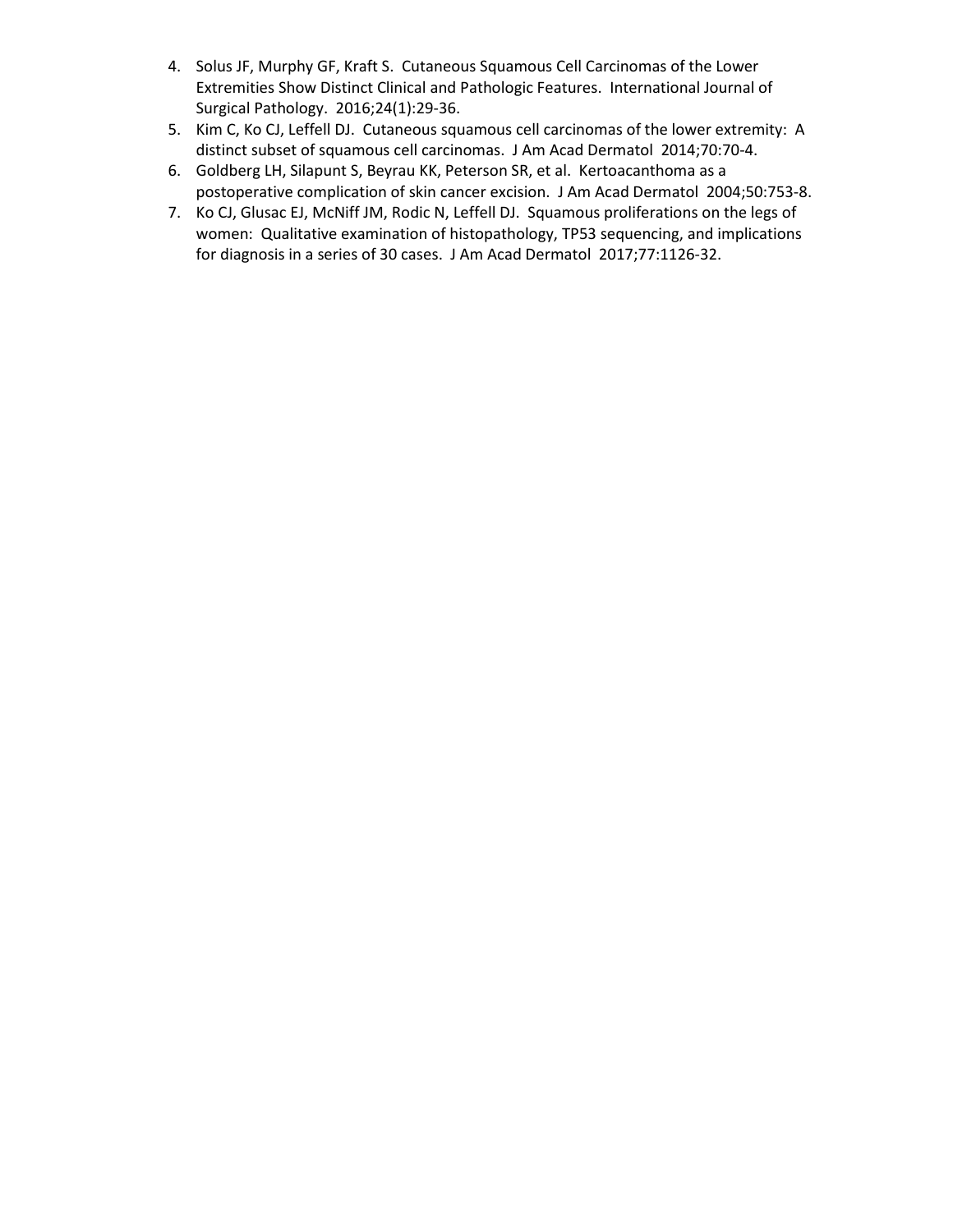4. Solus JF, Murphy GF, Kraft S. Cutaneous Squamous Cell Carcinomas of the Lower Extremities Show Distinct Clinical and Pathologic Features. International Journal of Surgical Pathology. 2016;24(1):29-36.
5. Kim C, Ko CJ, Leffell DJ. Cutaneous squamous cell carcinomas of the lower extremity: A distinct subset of squamous cell carcinomas. J Am Acad Dermatol 2014;70:70-4.
6. Goldberg LH, Silapunt S, Beyrau KK, Peterson SR, et al. Kertoacanthoma as a postoperative complication of skin cancer excision. J Am Acad Dermatol 2004;50:753-8.
7. Ko CJ, Glusac EJ, McNiff JM, Rodic N, Leffell DJ. Squamous proliferations on the legs of women: Qualitative examination of histopathology, TP53 sequencing, and implications for diagnosis in a series of 30 cases. J Am Acad Dermatol 2017;77:1126-32.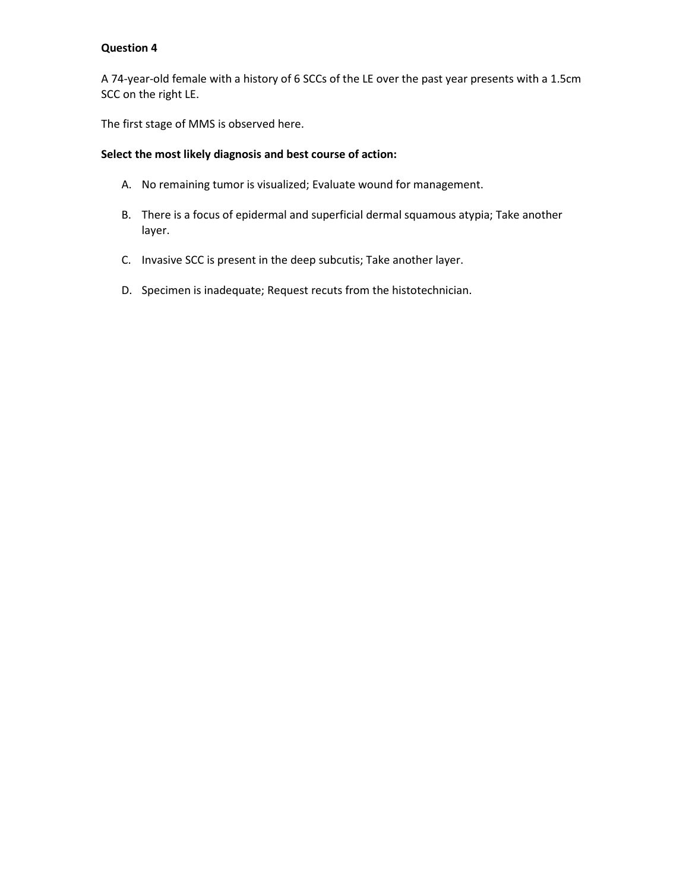**Question 4**

A 74-year-old female with a history of 6 SCCs of the LE over the past year presents with a 1.5cm SCC on the right LE.

The first stage of MMS is observed here.

**Select the most likely diagnosis and best course of action:**

A. No remaining tumor is visualized; Evaluate wound for management.

B. There is a focus of epidermal and superficial dermal squamous atypia; Take another layer.

C. Invasive SCC is present in the deep subcutis; Take another layer.

D. Specimen is inadequate; Request recuts from the histotechnician.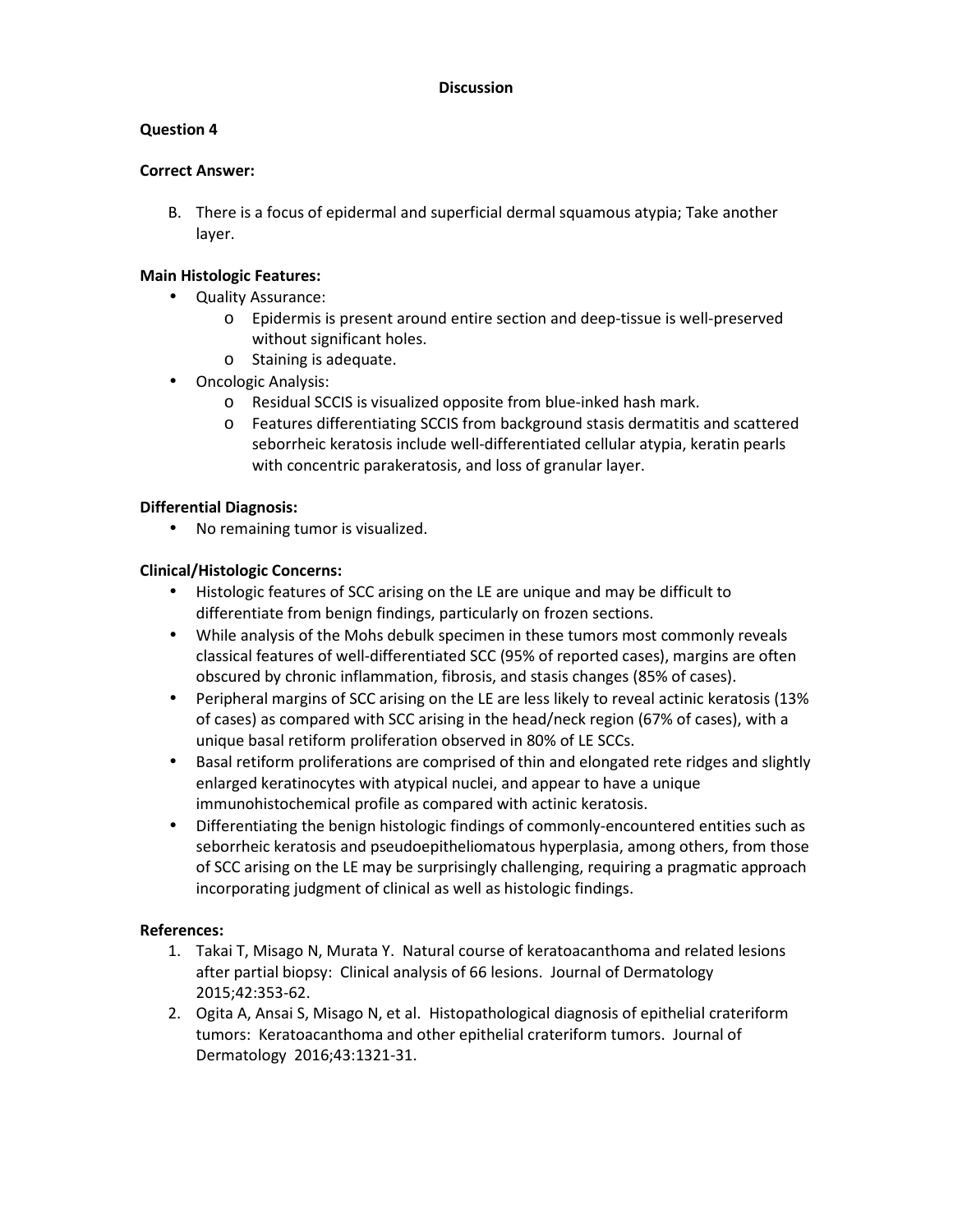# Discussion

## Question 4

**Correct Answer:**

B. There is a focus of epidermal and superficial dermal squamous atypia; Take another layer.

**Main Histologic Features:**

- Quality Assurance:
  - Epidermis is present around entire section and deep-tissue is well-preserved without significant holes.
  - Staining is adequate.
- Oncologic Analysis:
  - Residual SCCIS is visualized opposite from blue-inked hash mark.
  - Features differentiating SCCIS from background stasis dermatitis and scattered seborrheic keratosis include well-differentiated cellular atypia, keratin pearls with concentric parakeratosis, and loss of granular layer.

**Differential Diagnosis:**

- No remaining tumor is visualized.

**Clinical/Histologic Concerns:**

- Histologic features of SCC arising on the LE are unique and may be difficult to differentiate from benign findings, particularly on frozen sections.
- While analysis of the Mohs debulk specimen in these tumors most commonly reveals classical features of well-differentiated SCC (95% of reported cases), margins are often obscured by chronic inflammation, fibrosis, and stasis changes (85% of cases).
- Peripheral margins of SCC arising on the LE are less likely to reveal actinic keratosis (13% of cases) as compared with SCC arising in the head/neck region (67% of cases), with a unique basal retiform proliferation observed in 80% of LE SCCs.
- Basal retiform proliferations are comprised of thin and elongated rete ridges and slightly enlarged keratinocytes with atypical nuclei, and appear to have a unique immunohistochemical profile as compared with actinic keratosis.
- Differentiating the benign histologic findings of commonly-encountered entities such as seborrheic keratosis and pseudoepitheliomatous hyperplasia, among others, from those of SCC arising on the LE may be surprisingly challenging, requiring a pragmatic approach incorporating judgment of clinical as well as histologic findings.

**References:**

1. Takai T, Misago N, Murata Y. Natural course of keratoacanthoma and related lesions after partial biopsy: Clinical analysis of 66 lesions. Journal of Dermatology 2015;42:353-62.
2. Ogita A, Ansai S, Misago N, et al. Histopathological diagnosis of epithelial crateriform tumors: Keratoacanthoma and other epithelial crateriform tumors. Journal of Dermatology 2016;43:1321-31.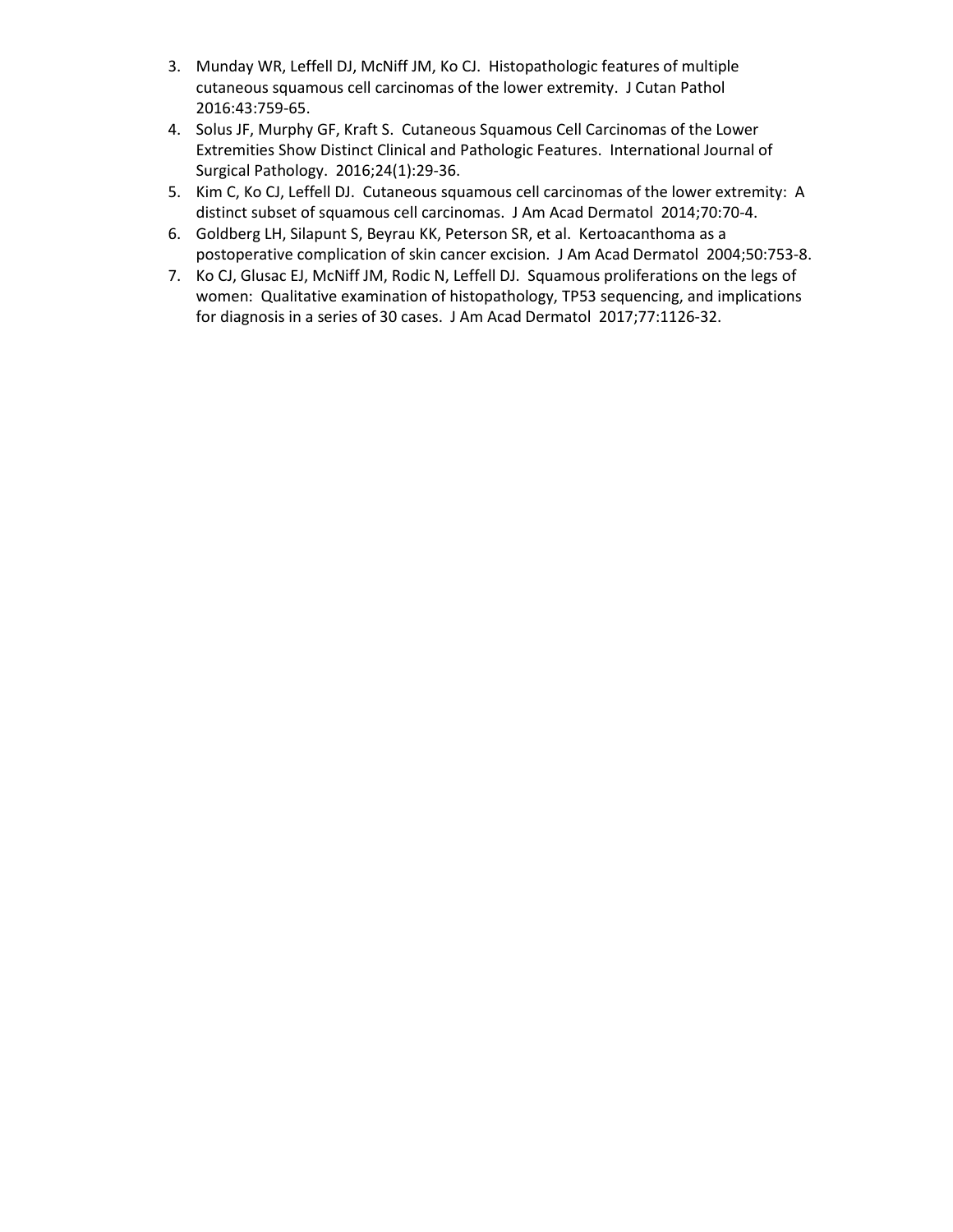3. Munday WR, Leffell DJ, McNiff JM, Ko CJ. Histopathologic features of multiple cutaneous squamous cell carcinomas of the lower extremity. J Cutan Pathol 2016:43:759-65.
4. Solus JF, Murphy GF, Kraft S. Cutaneous Squamous Cell Carcinomas of the Lower Extremities Show Distinct Clinical and Pathologic Features. International Journal of Surgical Pathology. 2016;24(1):29-36.
5. Kim C, Ko CJ, Leffell DJ. Cutaneous squamous cell carcinomas of the lower extremity: A distinct subset of squamous cell carcinomas. J Am Acad Dermatol 2014;70:70-4.
6. Goldberg LH, Silapunt S, Beyrau KK, Peterson SR, et al. Kertoacanthoma as a postoperative complication of skin cancer excision. J Am Acad Dermatol 2004;50:753-8.
7. Ko CJ, Glusac EJ, McNiff JM, Rodic N, Leffell DJ. Squamous proliferations on the legs of women: Qualitative examination of histopathology, TP53 sequencing, and implications for diagnosis in a series of 30 cases. J Am Acad Dermatol 2017;77:1126-32.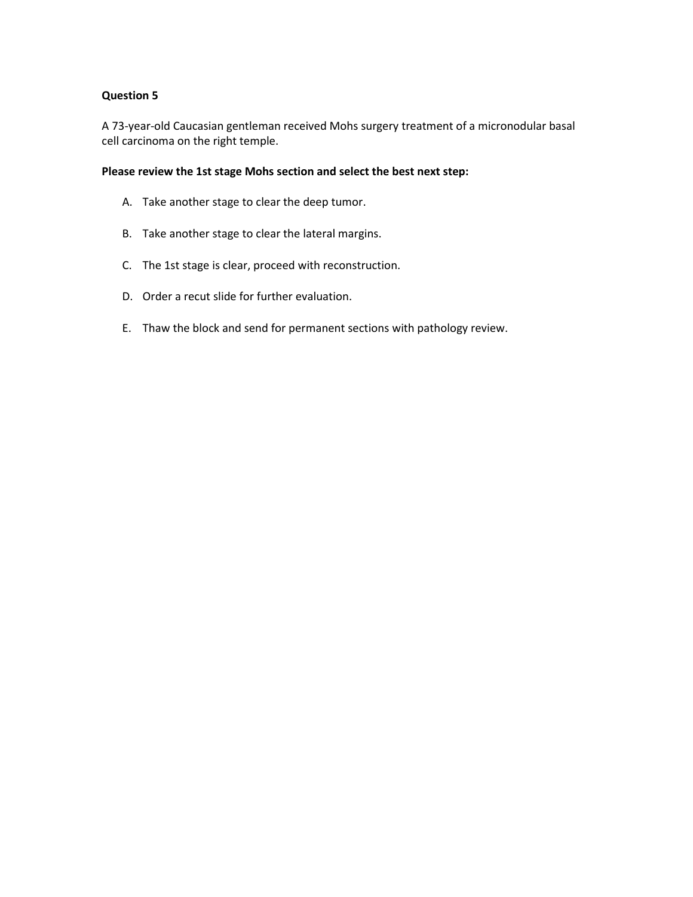**Question 5**

A 73-year-old Caucasian gentleman received Mohs surgery treatment of a micronodular basal cell carcinoma on the right temple.

**Please review the 1st stage Mohs section and select the best next step:**

A. Take another stage to clear the deep tumor.

B. Take another stage to clear the lateral margins.

C. The 1st stage is clear, proceed with reconstruction.

D. Order a recut slide for further evaluation.

E. Thaw the block and send for permanent sections with pathology review.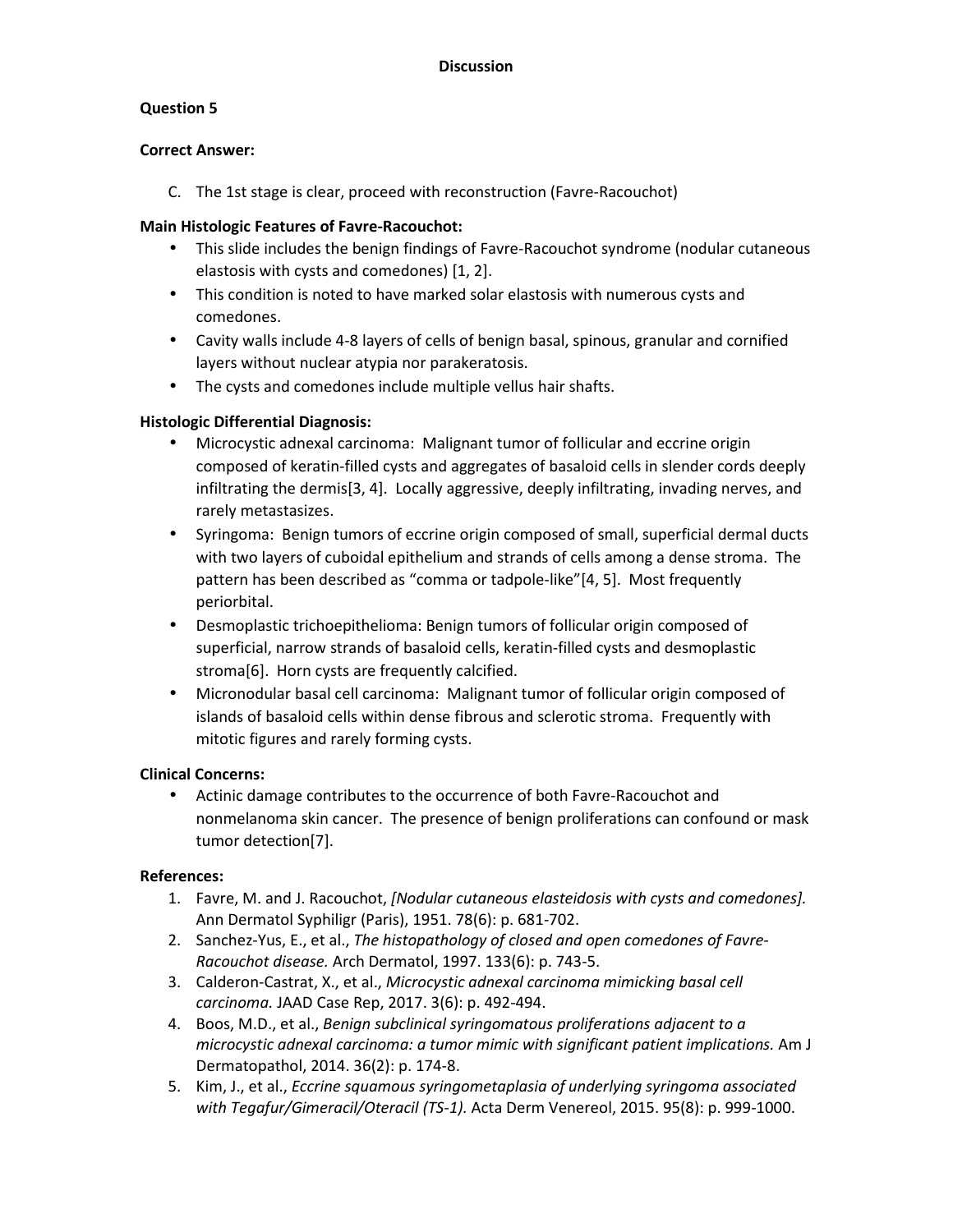## Discussion

### Question 5

**Correct Answer:**

C. The 1st stage is clear, proceed with reconstruction (Favre-Racouchot)

**Main Histologic Features of Favre-Racouchot:**

- This slide includes the benign findings of Favre-Racouchot syndrome (nodular cutaneous elastosis with cysts and comedones) [1, 2].
- This condition is noted to have marked solar elastosis with numerous cysts and comedones.
- Cavity walls include 4-8 layers of cells of benign basal, spinous, granular and cornified layers without nuclear atypia nor parakeratosis.
- The cysts and comedones include multiple vellus hair shafts.

**Histologic Differential Diagnosis:**

- Microcystic adnexal carcinoma: Malignant tumor of follicular and eccrine origin composed of keratin-filled cysts and aggregates of basaloid cells in slender cords deeply infiltrating the dermis[3, 4]. Locally aggressive, deeply infiltrating, invading nerves, and rarely metastasizes.
- Syringoma: Benign tumors of eccrine origin composed of small, superficial dermal ducts with two layers of cuboidal epithelium and strands of cells among a dense stroma. The pattern has been described as "comma or tadpole-like"[4, 5]. Most frequently periorbital.
- Desmoplastic trichoepithelioma: Benign tumors of follicular origin composed of superficial, narrow strands of basaloid cells, keratin-filled cysts and desmoplastic stroma[6]. Horn cysts are frequently calcified.
- Micronodular basal cell carcinoma: Malignant tumor of follicular origin composed of islands of basaloid cells within dense fibrous and sclerotic stroma. Frequently with mitotic figures and rarely forming cysts.

**Clinical Concerns:**

- Actinic damage contributes to the occurrence of both Favre-Racouchot and nonmelanoma skin cancer. The presence of benign proliferations can confound or mask tumor detection[7].

**References:**

1. Favre, M. and J. Racouchot, *[Nodular cutaneous elasteidosis with cysts and comedones].* Ann Dermatol Syphiligr (Paris), 1951. 78(6): p. 681-702.
2. Sanchez-Yus, E., et al., *The histopathology of closed and open comedones of Favre-Racouchot disease.* Arch Dermatol, 1997. 133(6): p. 743-5.
3. Calderon-Castrat, X., et al., *Microcystic adnexal carcinoma mimicking basal cell carcinoma.* JAAD Case Rep, 2017. 3(6): p. 492-494.
4. Boos, M.D., et al., *Benign subclinical syringomatous proliferations adjacent to a microcystic adnexal carcinoma: a tumor mimic with significant patient implications.* Am J Dermatopathol, 2014. 36(2): p. 174-8.
5. Kim, J., et al., *Eccrine squamous syringometaplasia of underlying syringoma associated with Tegafur/Gimeracil/Oteracil (TS-1).* Acta Derm Venereol, 2015. 95(8): p. 999-1000.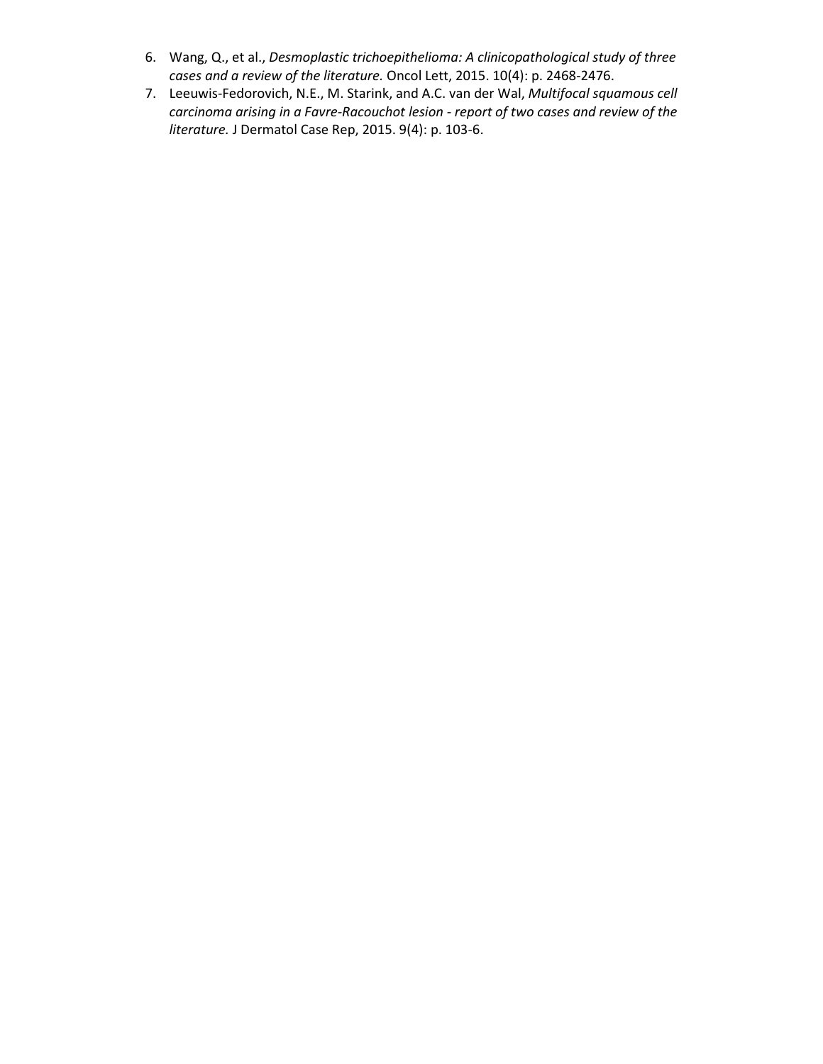6. Wang, Q., et al., *Desmoplastic trichoepithelioma: A clinicopathological study of three cases and a review of the literature.* Oncol Lett, 2015. 10(4): p. 2468-2476.
7. Leeuwis-Fedorovich, N.E., M. Starink, and A.C. van der Wal, *Multifocal squamous cell carcinoma arising in a Favre-Racouchot lesion - report of two cases and review of the literature.* J Dermatol Case Rep, 2015. 9(4): p. 103-6.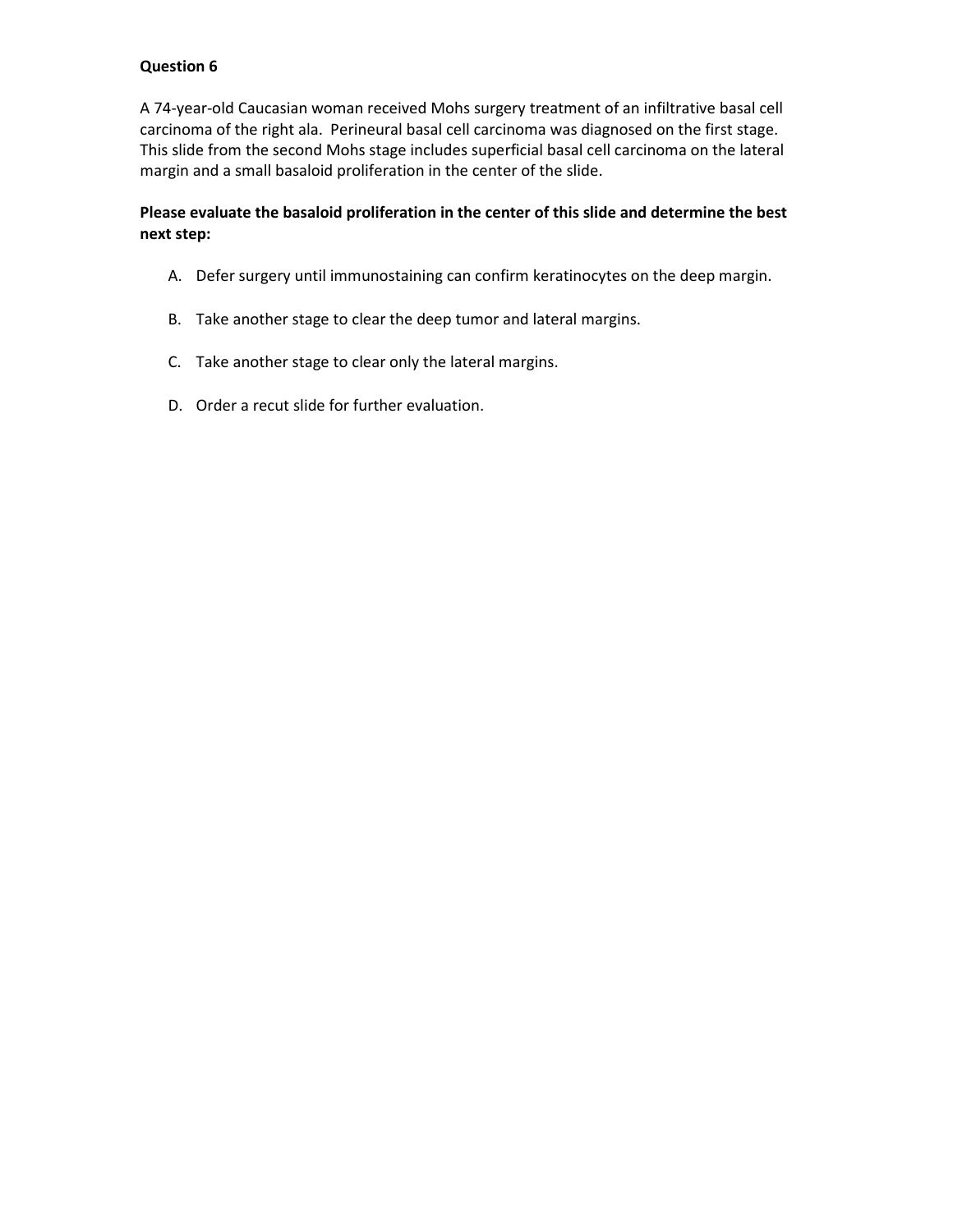**Question 6**

A 74-year-old Caucasian woman received Mohs surgery treatment of an infiltrative basal cell carcinoma of the right ala. Perineural basal cell carcinoma was diagnosed on the first stage. This slide from the second Mohs stage includes superficial basal cell carcinoma on the lateral margin and a small basaloid proliferation in the center of the slide.

**Please evaluate the basaloid proliferation in the center of this slide and determine the best next step:**

A. Defer surgery until immunostaining can confirm keratinocytes on the deep margin.

B. Take another stage to clear the deep tumor and lateral margins.

C. Take another stage to clear only the lateral margins.

D. Order a recut slide for further evaluation.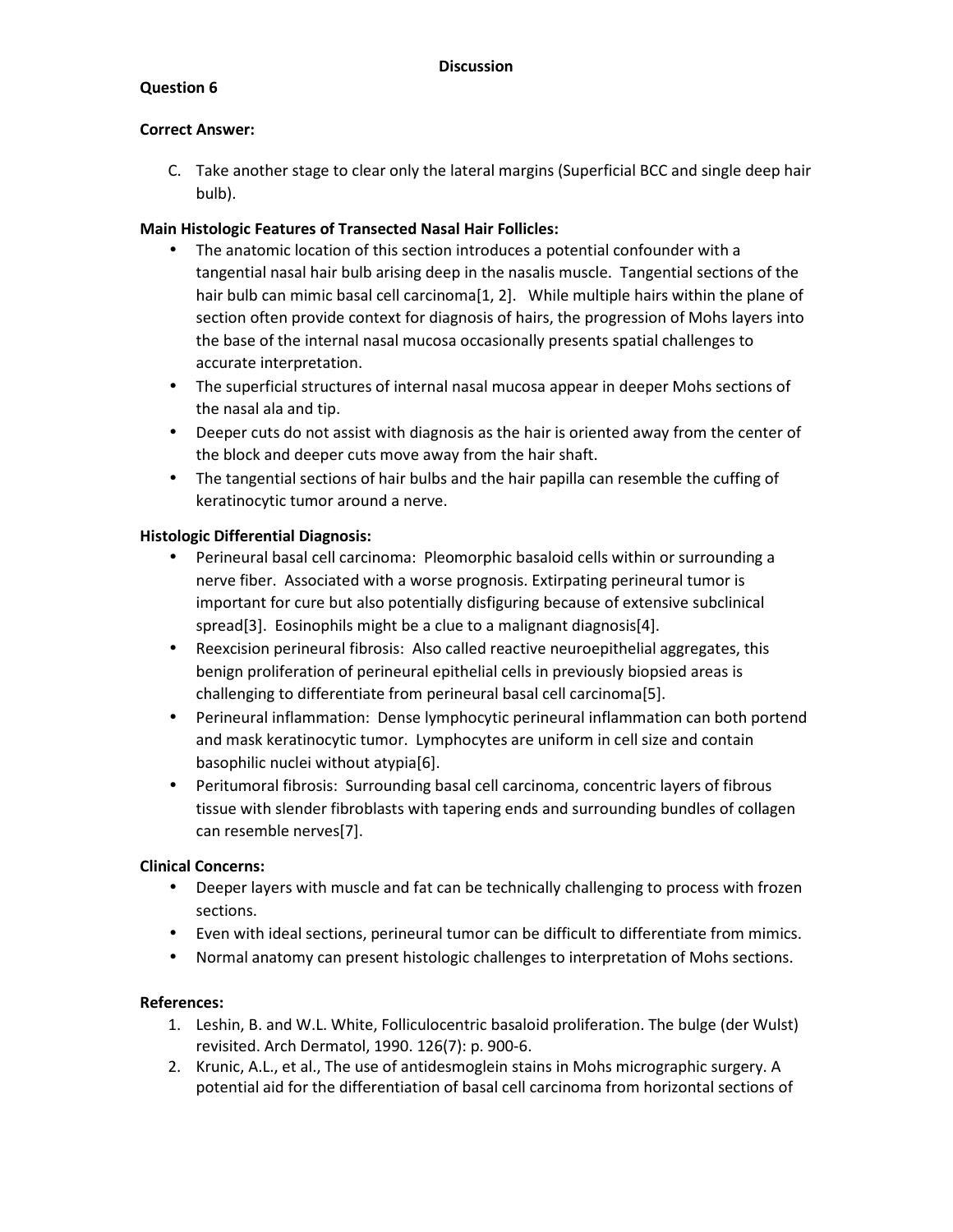## Discussion

### Question 6

**Correct Answer:**

C. Take another stage to clear only the lateral margins (Superficial BCC and single deep hair bulb).

**Main Histologic Features of Transected Nasal Hair Follicles:**

- The anatomic location of this section introduces a potential confounder with a tangential nasal hair bulb arising deep in the nasalis muscle. Tangential sections of the hair bulb can mimic basal cell carcinoma[1, 2]. While multiple hairs within the plane of section often provide context for diagnosis of hairs, the progression of Mohs layers into the base of the internal nasal mucosa occasionally presents spatial challenges to accurate interpretation.
- The superficial structures of internal nasal mucosa appear in deeper Mohs sections of the nasal ala and tip.
- Deeper cuts do not assist with diagnosis as the hair is oriented away from the center of the block and deeper cuts move away from the hair shaft.
- The tangential sections of hair bulbs and the hair papilla can resemble the cuffing of keratinocytic tumor around a nerve.

**Histologic Differential Diagnosis:**

- Perineural basal cell carcinoma: Pleomorphic basaloid cells within or surrounding a nerve fiber. Associated with a worse prognosis. Extirpating perineural tumor is important for cure but also potentially disfiguring because of extensive subclinical spread[3]. Eosinophils might be a clue to a malignant diagnosis[4].
- Reexcision perineural fibrosis: Also called reactive neuroepithelial aggregates, this benign proliferation of perineural epithelial cells in previously biopsied areas is challenging to differentiate from perineural basal cell carcinoma[5].
- Perineural inflammation: Dense lymphocytic perineural inflammation can both portend and mask keratinocytic tumor. Lymphocytes are uniform in cell size and contain basophilic nuclei without atypia[6].
- Peritumoral fibrosis: Surrounding basal cell carcinoma, concentric layers of fibrous tissue with slender fibroblasts with tapering ends and surrounding bundles of collagen can resemble nerves[7].

**Clinical Concerns:**

- Deeper layers with muscle and fat can be technically challenging to process with frozen sections.
- Even with ideal sections, perineural tumor can be difficult to differentiate from mimics.
- Normal anatomy can present histologic challenges to interpretation of Mohs sections.

**References:**

1. Leshin, B. and W.L. White, Folliculocentric basaloid proliferation. The bulge (der Wulst) revisited. Arch Dermatol, 1990. 126(7): p. 900-6.
2. Krunic, A.L., et al., The use of antidesmoglein stains in Mohs micrographic surgery. A potential aid for the differentiation of basal cell carcinoma from horizontal sections of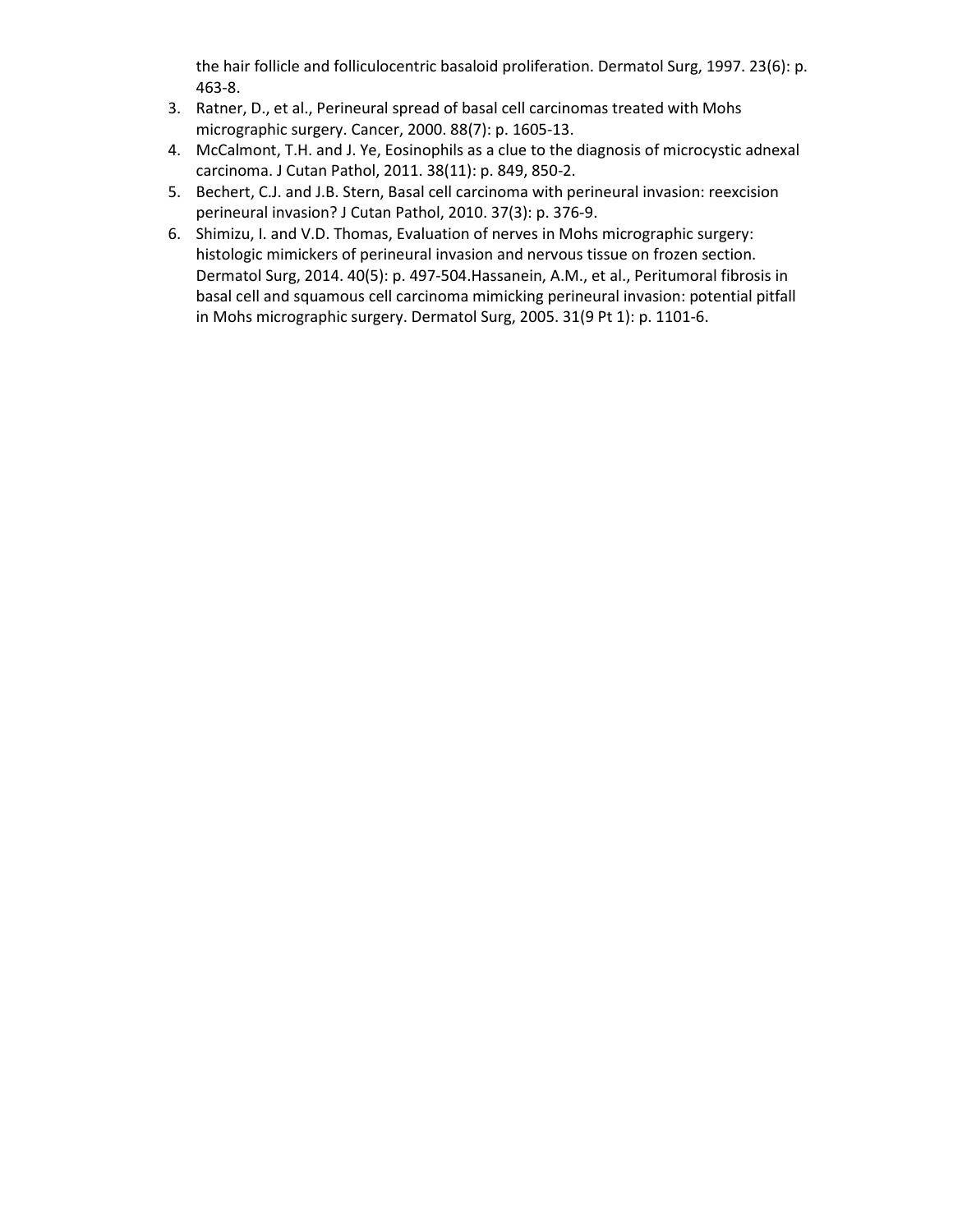the hair follicle and folliculocentric basaloid proliferation. Dermatol Surg, 1997. 23(6): p. 463-8.

3. Ratner, D., et al., Perineural spread of basal cell carcinomas treated with Mohs micrographic surgery. Cancer, 2000. 88(7): p. 1605-13.
4. McCalmont, T.H. and J. Ye, Eosinophils as a clue to the diagnosis of microcystic adnexal carcinoma. J Cutan Pathol, 2011. 38(11): p. 849, 850-2.
5. Bechert, C.J. and J.B. Stern, Basal cell carcinoma with perineural invasion: reexcision perineural invasion? J Cutan Pathol, 2010. 37(3): p. 376-9.
6. Shimizu, I. and V.D. Thomas, Evaluation of nerves in Mohs micrographic surgery: histologic mimickers of perineural invasion and nervous tissue on frozen section. Dermatol Surg, 2014. 40(5): p. 497-504.Hassanein, A.M., et al., Peritumoral fibrosis in basal cell and squamous cell carcinoma mimicking perineural invasion: potential pitfall in Mohs micrographic surgery. Dermatol Surg, 2005. 31(9 Pt 1): p. 1101-6.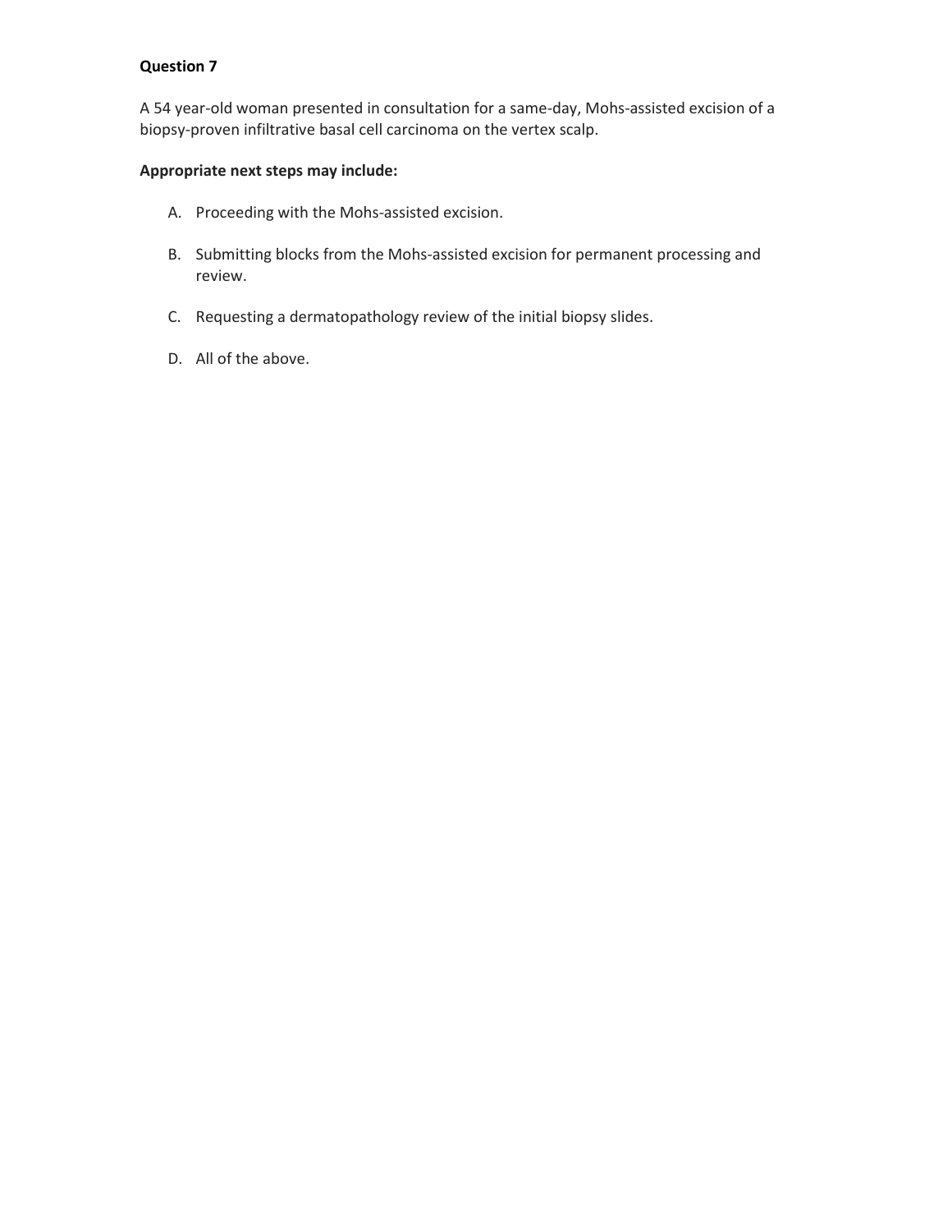**Question 7**

A 54 year-old woman presented in consultation for a same-day, Mohs-assisted excision of a biopsy-proven infiltrative basal cell carcinoma on the vertex scalp.

**Appropriate next steps may include:**

A. Proceeding with the Mohs-assisted excision.

B. Submitting blocks from the Mohs-assisted excision for permanent processing and review.

C. Requesting a dermatopathology review of the initial biopsy slides.

D. All of the above.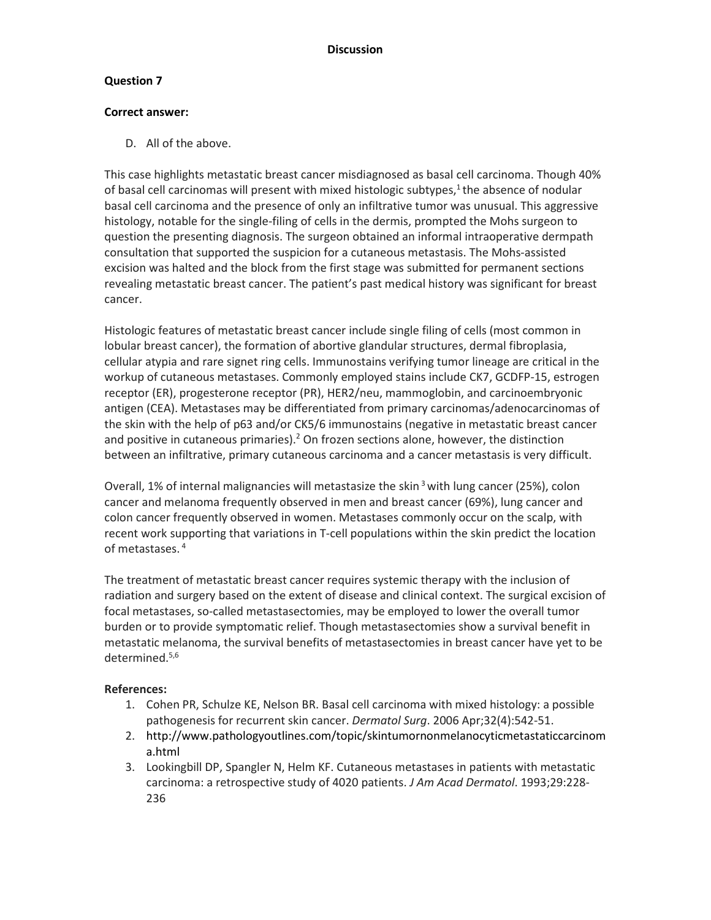## Discussion

### Question 7

**Correct answer:**

D. All of the above.

This case highlights metastatic breast cancer misdiagnosed as basal cell carcinoma. Though 40% of basal cell carcinomas will present with mixed histologic subtypes,[1] the absence of nodular basal cell carcinoma and the presence of only an infiltrative tumor was unusual. This aggressive histology, notable for the single-filing of cells in the dermis, prompted the Mohs surgeon to question the presenting diagnosis. The surgeon obtained an informal intraoperative dermpath consultation that supported the suspicion for a cutaneous metastasis. The Mohs-assisted excision was halted and the block from the first stage was submitted for permanent sections revealing metastatic breast cancer. The patient's past medical history was significant for breast cancer.

Histologic features of metastatic breast cancer include single filing of cells (most common in lobular breast cancer), the formation of abortive glandular structures, dermal fibroplasia, cellular atypia and rare signet ring cells. Immunostains verifying tumor lineage are critical in the workup of cutaneous metastases. Commonly employed stains include CK7, GCDFP-15, estrogen receptor (ER), progesterone receptor (PR), HER2/neu, mammoglobin, and carcinoembryonic antigen (CEA). Metastases may be differentiated from primary carcinomas/adenocarcinomas of the skin with the help of p63 and/or CK5/6 immunostains (negative in metastatic breast cancer and positive in cutaneous primaries).[2] On frozen sections alone, however, the distinction between an infiltrative, primary cutaneous carcinoma and a cancer metastasis is very difficult.

Overall, 1% of internal malignancies will metastasize the skin[3] with lung cancer (25%), colon cancer and melanoma frequently observed in men and breast cancer (69%), lung cancer and colon cancer frequently observed in women. Metastases commonly occur on the scalp, with recent work supporting that variations in T-cell populations within the skin predict the location of metastases.[4]

The treatment of metastatic breast cancer requires systemic therapy with the inclusion of radiation and surgery based on the extent of disease and clinical context. The surgical excision of focal metastases, so-called metastasectomies, may be employed to lower the overall tumor burden or to provide symptomatic relief. Though metastasectomies show a survival benefit in metastatic melanoma, the survival benefits of metastasectomies in breast cancer have yet to be determined.[5,6]

**References:**

1. Cohen PR, Schulze KE, Nelson BR. Basal cell carcinoma with mixed histology: a possible pathogenesis for recurrent skin cancer. *Dermatol Surg*. 2006 Apr;32(4):542-51.
2. http://www.pathologyoutlines.com/topic/skintumornonmelanocyticmetastaticcarcinoma.html
3. Lookingbill DP, Spangler N, Helm KF. Cutaneous metastases in patients with metastatic carcinoma: a retrospective study of 4020 patients. *J Am Acad Dermatol*. 1993;29:228-236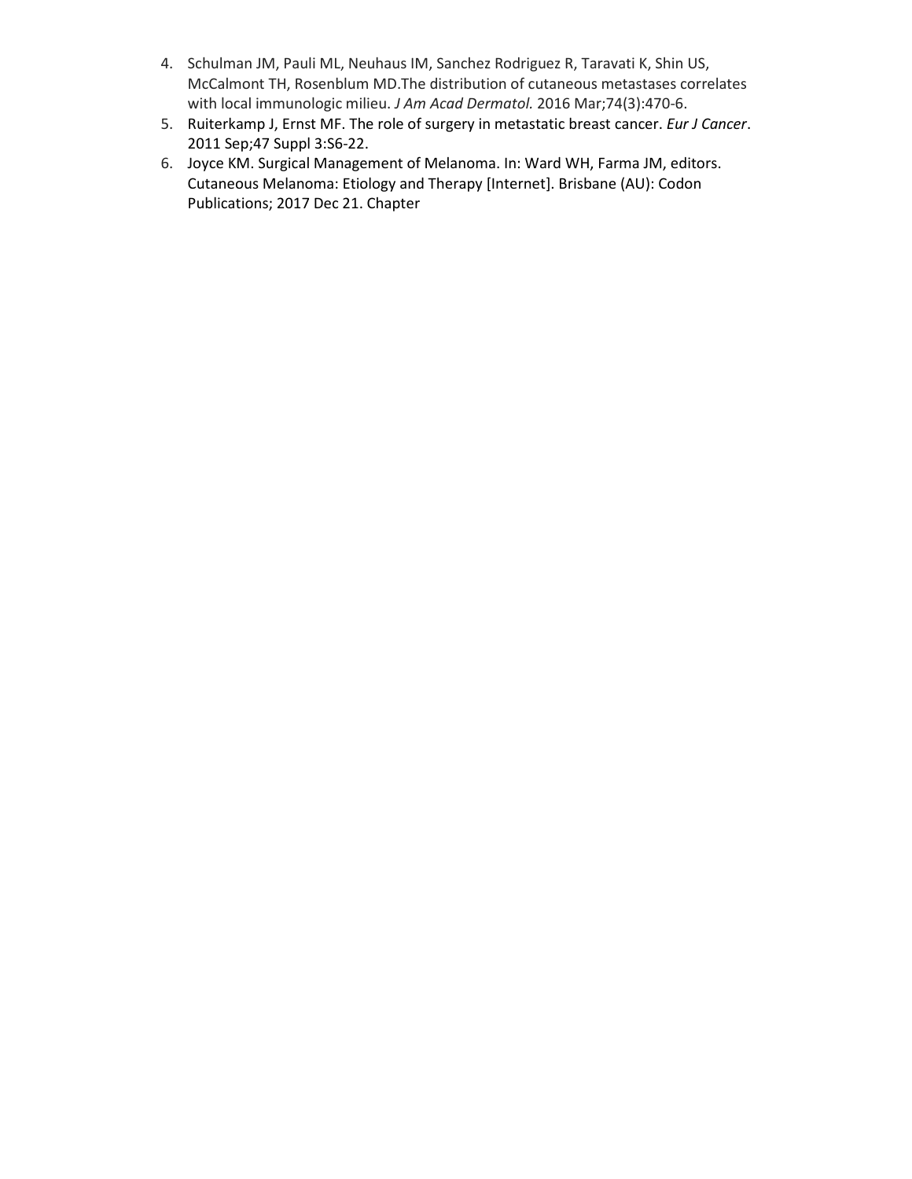4. Schulman JM, Pauli ML, Neuhaus IM, Sanchez Rodriguez R, Taravati K, Shin US, McCalmont TH, Rosenblum MD.The distribution of cutaneous metastases correlates with local immunologic milieu. *J Am Acad Dermatol.* 2016 Mar;74(3):470-6.
5. Ruiterkamp J, Ernst MF. The role of surgery in metastatic breast cancer. *Eur J Cancer*. 2011 Sep;47 Suppl 3:S6-22.
6. Joyce KM. Surgical Management of Melanoma. In: Ward WH, Farma JM, editors. Cutaneous Melanoma: Etiology and Therapy [Internet]. Brisbane (AU): Codon Publications; 2017 Dec 21. Chapter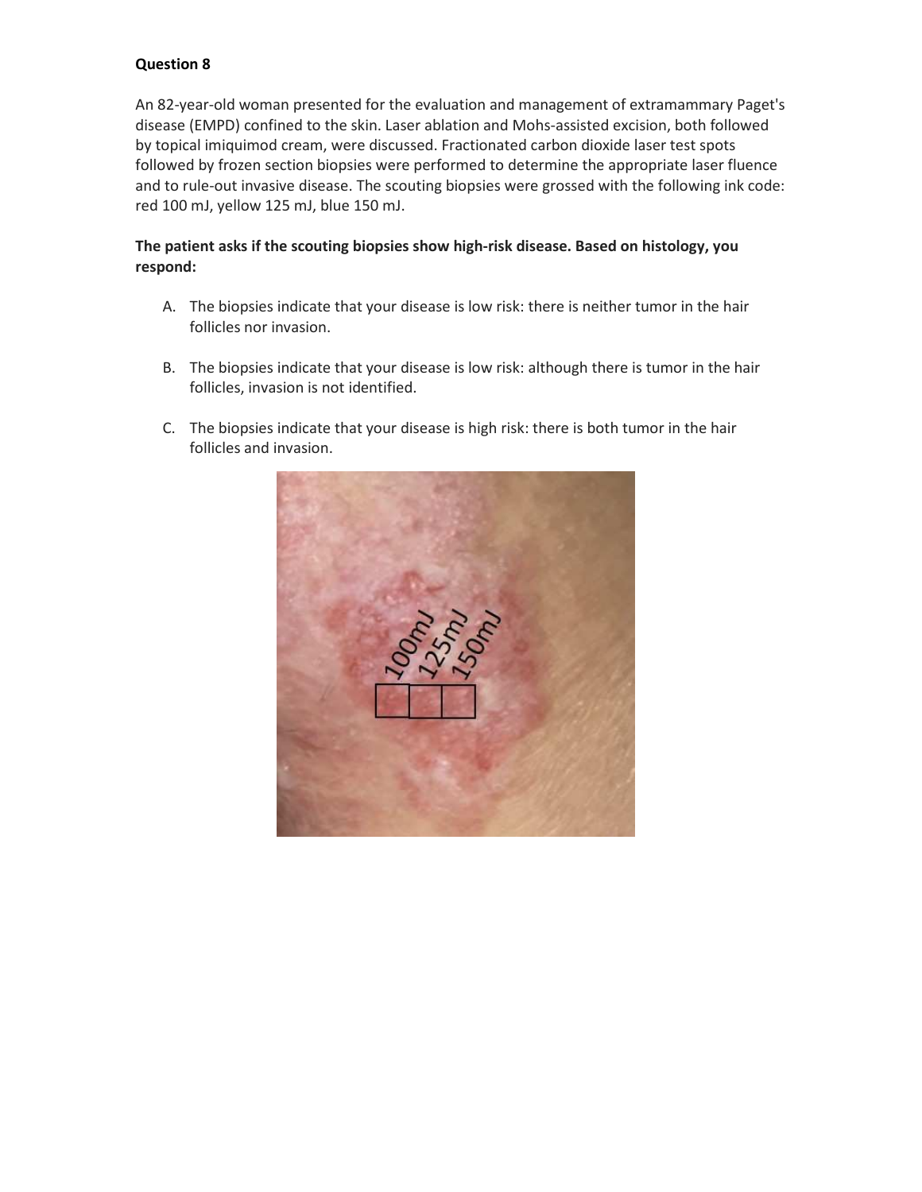**Question 8**

An 82-year-old woman presented for the evaluation and management of extramammary Paget's disease (EMPD) confined to the skin. Laser ablation and Mohs-assisted excision, both followed by topical imiquimod cream, were discussed. Fractionated carbon dioxide laser test spots followed by frozen section biopsies were performed to determine the appropriate laser fluence and to rule-out invasive disease. The scouting biopsies were grossed with the following ink code: red 100 mJ, yellow 125 mJ, blue 150 mJ.

**The patient asks if the scouting biopsies show high-risk disease. Based on histology, you respond:**

A. The biopsies indicate that your disease is low risk: there is neither tumor in the hair follicles nor invasion.

B. The biopsies indicate that your disease is low risk: although there is tumor in the hair follicles, invasion is not identified.

C. The biopsies indicate that your disease is high risk: there is both tumor in the hair follicles and invasion.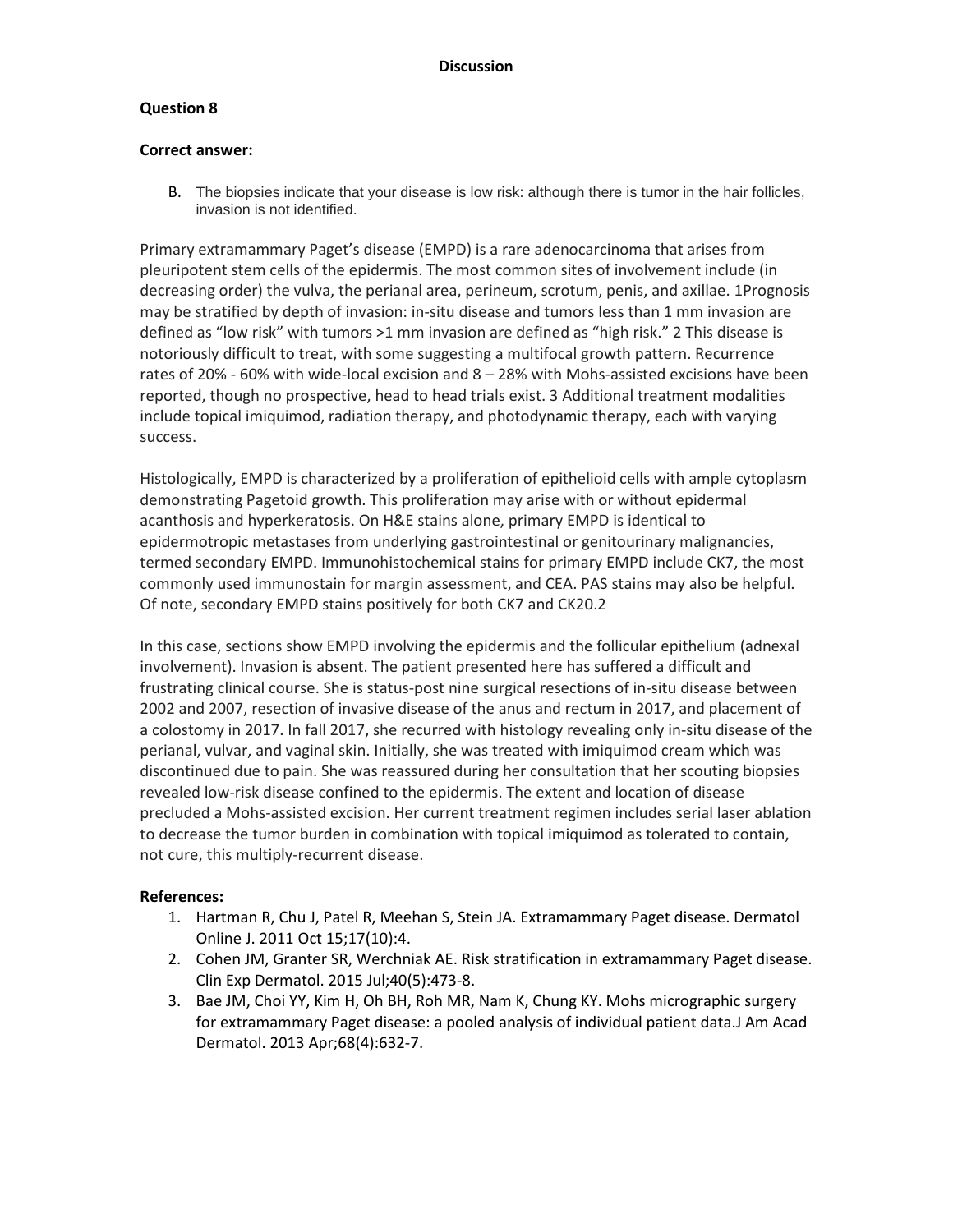## Discussion

### Question 8

**Correct answer:**

B. The biopsies indicate that your disease is low risk: although there is tumor in the hair follicles, invasion is not identified.

Primary extramammary Paget's disease (EMPD) is a rare adenocarcinoma that arises from pleuripotent stem cells of the epidermis. The most common sites of involvement include (in decreasing order) the vulva, the perianal area, perineum, scrotum, penis, and axillae. [1] Prognosis may be stratified by depth of invasion: in-situ disease and tumors less than 1 mm invasion are defined as "low risk" with tumors >1 mm invasion are defined as "high risk." [2] This disease is notoriously difficult to treat, with some suggesting a multifocal growth pattern. Recurrence rates of 20% - 60% with wide-local excision and 8 – 28% with Mohs-assisted excisions have been reported, though no prospective, head to head trials exist. [3] Additional treatment modalities include topical imiquimod, radiation therapy, and photodynamic therapy, each with varying success.

Histologically, EMPD is characterized by a proliferation of epithelioid cells with ample cytoplasm demonstrating Pagetoid growth. This proliferation may arise with or without epidermal acanthosis and hyperkeratosis. On H&E stains alone, primary EMPD is identical to epidermotropic metastases from underlying gastrointestinal or genitourinary malignancies, termed secondary EMPD. Immunohistochemical stains for primary EMPD include CK7, the most commonly used immunostain for margin assessment, and CEA. PAS stains may also be helpful. Of note, secondary EMPD stains positively for both CK7 and CK20.[2]

In this case, sections show EMPD involving the epidermis and the follicular epithelium (adnexal involvement). Invasion is absent. The patient presented here has suffered a difficult and frustrating clinical course. She is status-post nine surgical resections of in-situ disease between 2002 and 2007, resection of invasive disease of the anus and rectum in 2017, and placement of a colostomy in 2017. In fall 2017, she recurred with histology revealing only in-situ disease of the perianal, vulvar, and vaginal skin. Initially, she was treated with imiquimod cream which was discontinued due to pain. She was reassured during her consultation that her scouting biopsies revealed low-risk disease confined to the epidermis. The extent and location of disease precluded a Mohs-assisted excision. Her current treatment regimen includes serial laser ablation to decrease the tumor burden in combination with topical imiquimod as tolerated to contain, not cure, this multiply-recurrent disease.

### References:

1. Hartman R, Chu J, Patel R, Meehan S, Stein JA. Extramammary Paget disease. Dermatol Online J. 2011 Oct 15;17(10):4.
2. Cohen JM, Granter SR, Werchniak AE. Risk stratification in extramammary Paget disease. Clin Exp Dermatol. 2015 Jul;40(5):473-8.
3. Bae JM, Choi YY, Kim H, Oh BH, Roh MR, Nam K, Chung KY. Mohs micrographic surgery for extramammary Paget disease: a pooled analysis of individual patient data.J Am Acad Dermatol. 2013 Apr;68(4):632-7.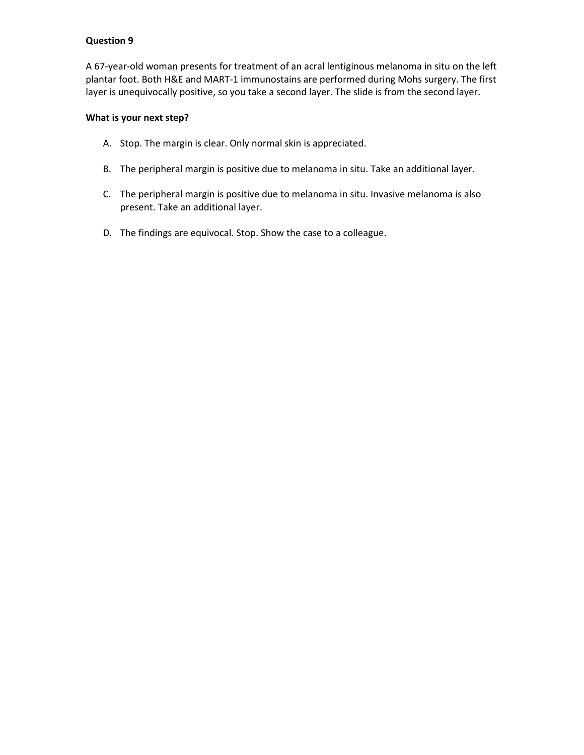**Question 9**

A 67-year-old woman presents for treatment of an acral lentiginous melanoma in situ on the left plantar foot. Both H&E and MART-1 immunostains are performed during Mohs surgery. The first layer is unequivocally positive, so you take a second layer. The slide is from the second layer.

**What is your next step?**

A. Stop. The margin is clear. Only normal skin is appreciated.

B. The peripheral margin is positive due to melanoma in situ. Take an additional layer.

C. The peripheral margin is positive due to melanoma in situ. Invasive melanoma is also present. Take an additional layer.

D. The findings are equivocal. Stop. Show the case to a colleague.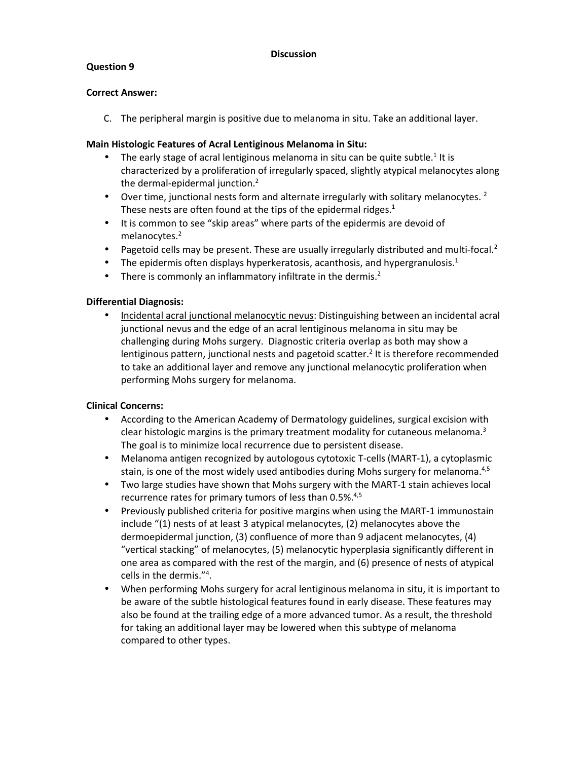## Discussion

### Question 9

**Correct Answer:**

C. The peripheral margin is positive due to melanoma in situ. Take an additional layer.

**Main Histologic Features of Acral Lentiginous Melanoma in Situ:**

- The early stage of acral lentiginous melanoma in situ can be quite subtle.[1] It is characterized by a proliferation of irregularly spaced, slightly atypical melanocytes along the dermal-epidermal junction.[2]
- Over time, junctional nests form and alternate irregularly with solitary melanocytes. [2] These nests are often found at the tips of the epidermal ridges.[1]
- It is common to see "skip areas" where parts of the epidermis are devoid of melanocytes.[2]
- Pagetoid cells may be present. These are usually irregularly distributed and multi-focal.[2]
- The epidermis often displays hyperkeratosis, acanthosis, and hypergranulosis.[1]
- There is commonly an inflammatory infiltrate in the dermis.[2]

**Differential Diagnosis:**

- <u>Incidental acral junctional melanocytic nevus</u>: Distinguishing between an incidental acral junctional nevus and the edge of an acral lentiginous melanoma in situ may be challenging during Mohs surgery. Diagnostic criteria overlap as both may show a lentiginous pattern, junctional nests and pagetoid scatter.[2] It is therefore recommended to take an additional layer and remove any junctional melanocytic proliferation when performing Mohs surgery for melanoma.

**Clinical Concerns:**

- According to the American Academy of Dermatology guidelines, surgical excision with clear histologic margins is the primary treatment modality for cutaneous melanoma.[3] The goal is to minimize local recurrence due to persistent disease.
- Melanoma antigen recognized by autologous cytotoxic T-cells (MART-1), a cytoplasmic stain, is one of the most widely used antibodies during Mohs surgery for melanoma.[4,5]
- Two large studies have shown that Mohs surgery with the MART-1 stain achieves local recurrence rates for primary tumors of less than 0.5%.[4,5]
- Previously published criteria for positive margins when using the MART-1 immunostain include "(1) nests of at least 3 atypical melanocytes, (2) melanocytes above the dermoepidermal junction, (3) confluence of more than 9 adjacent melanocytes, (4) "vertical stacking" of melanocytes, (5) melanocytic hyperplasia significantly different in one area as compared with the rest of the margin, and (6) presence of nests of atypical cells in the dermis."[4].
- When performing Mohs surgery for acral lentiginous melanoma in situ, it is important to be aware of the subtle histological features found in early disease. These features may also be found at the trailing edge of a more advanced tumor. As a result, the threshold for taking an additional layer may be lowered when this subtype of melanoma compared to other types.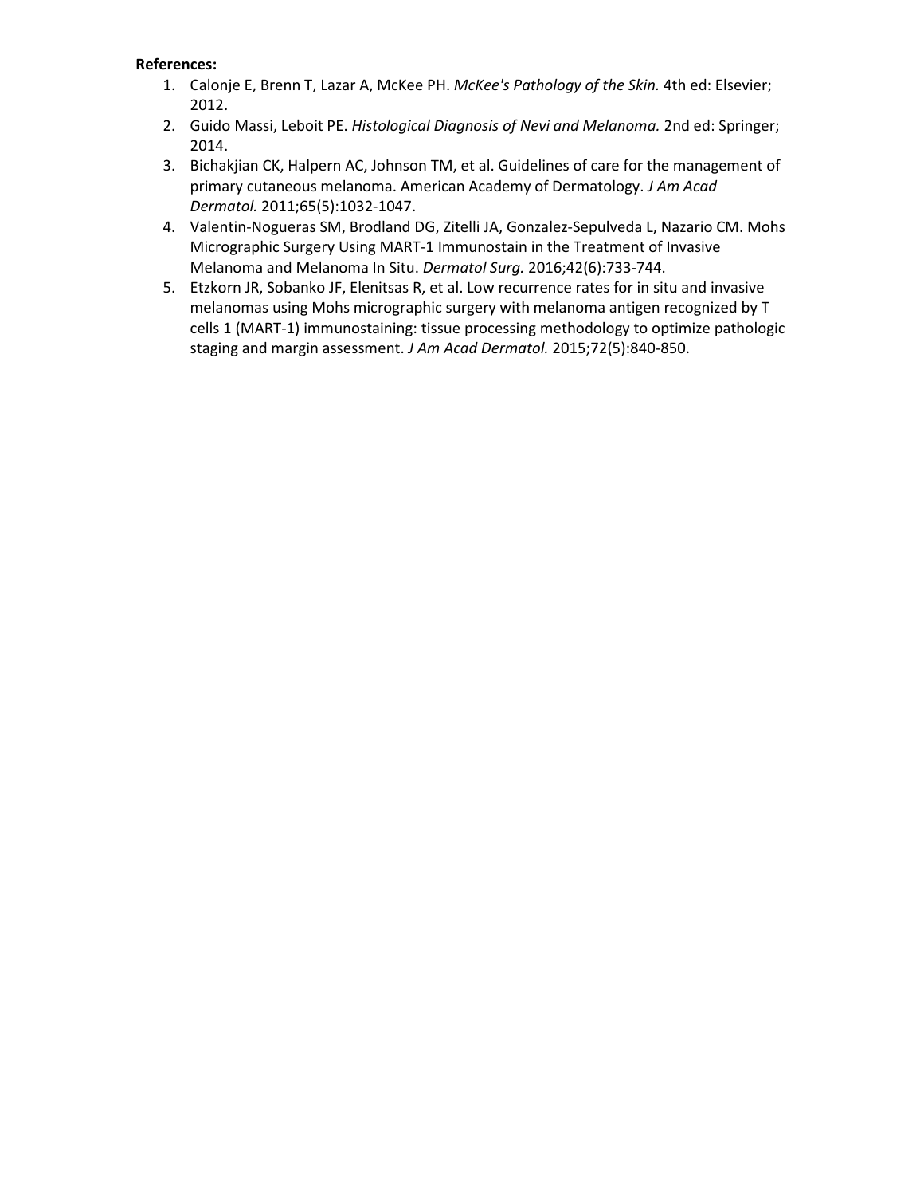**References:**

1. Calonje E, Brenn T, Lazar A, McKee PH. *McKee's Pathology of the Skin.* 4th ed: Elsevier; 2012.
2. Guido Massi, Leboit PE. *Histological Diagnosis of Nevi and Melanoma.* 2nd ed: Springer; 2014.
3. Bichakjian CK, Halpern AC, Johnson TM, et al. Guidelines of care for the management of primary cutaneous melanoma. American Academy of Dermatology. *J Am Acad Dermatol.* 2011;65(5):1032-1047.
4. Valentin-Nogueras SM, Brodland DG, Zitelli JA, Gonzalez-Sepulveda L, Nazario CM. Mohs Micrographic Surgery Using MART-1 Immunostain in the Treatment of Invasive Melanoma and Melanoma In Situ. *Dermatol Surg.* 2016;42(6):733-744.
5. Etzkorn JR, Sobanko JF, Elenitsas R, et al. Low recurrence rates for in situ and invasive melanomas using Mohs micrographic surgery with melanoma antigen recognized by T cells 1 (MART-1) immunostaining: tissue processing methodology to optimize pathologic staging and margin assessment. *J Am Acad Dermatol.* 2015;72(5):840-850.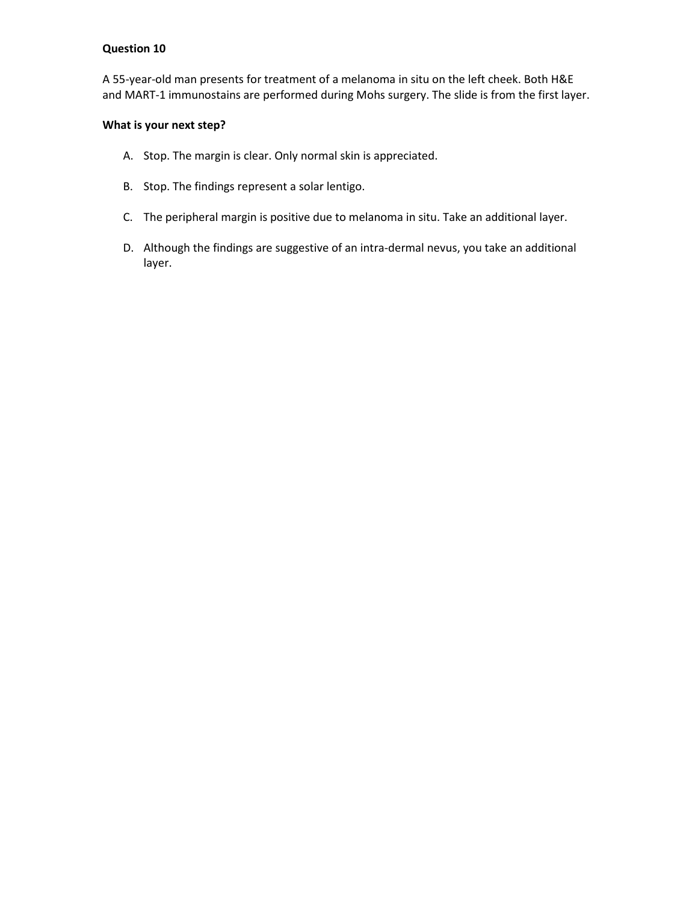**Question 10**

A 55-year-old man presents for treatment of a melanoma in situ on the left cheek. Both H&E and MART-1 immunostains are performed during Mohs surgery. The slide is from the first layer.

**What is your next step?**

A. Stop. The margin is clear. Only normal skin is appreciated.

B. Stop. The findings represent a solar lentigo.

C. The peripheral margin is positive due to melanoma in situ. Take an additional layer.

D. Although the findings are suggestive of an intra-dermal nevus, you take an additional layer.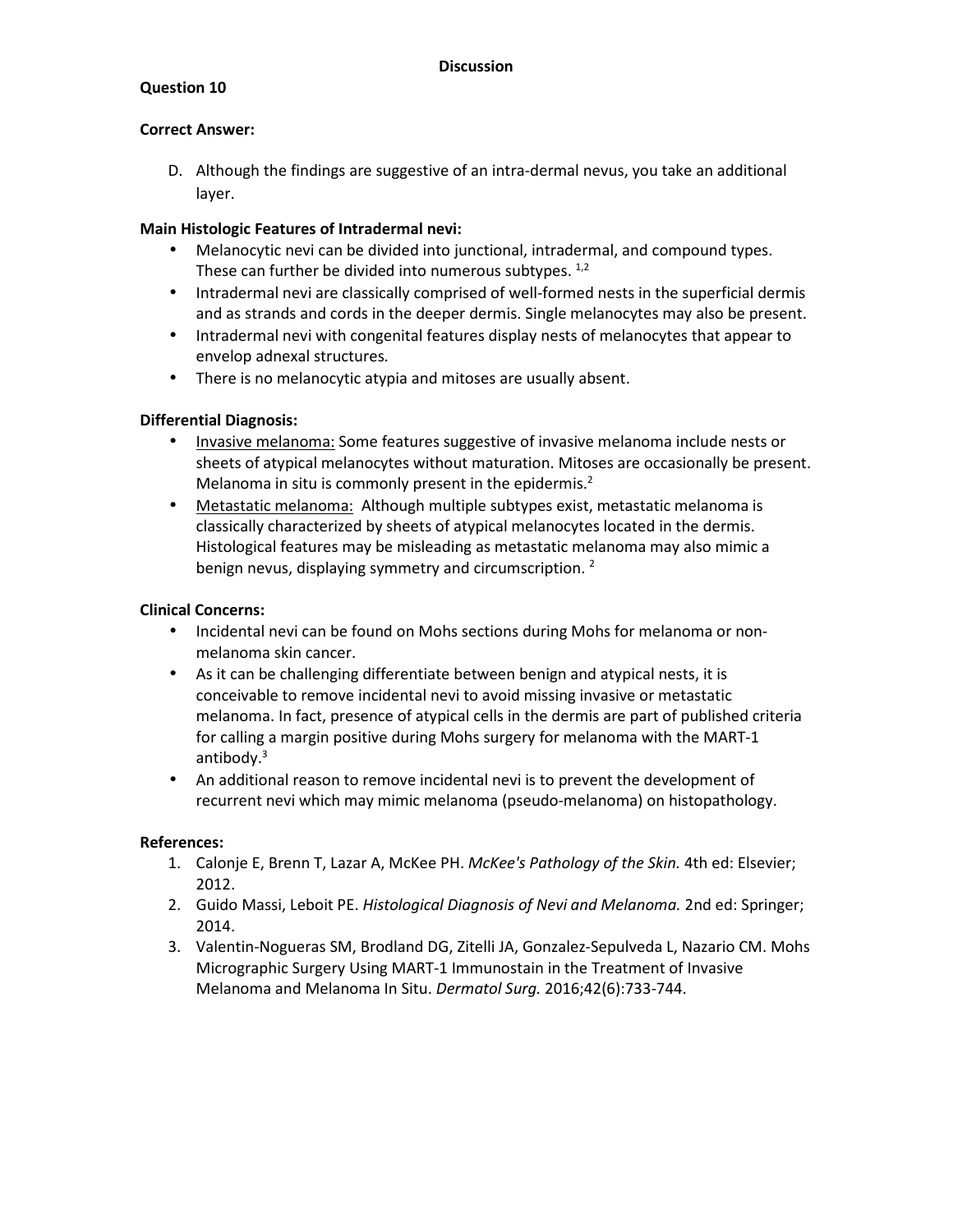## Discussion

### Question 10

**Correct Answer:**

D. Although the findings are suggestive of an intra-dermal nevus, you take an additional layer.

**Main Histologic Features of Intradermal nevi:**

- Melanocytic nevi can be divided into junctional, intradermal, and compound types. These can further be divided into numerous subtypes. [1,2]
- Intradermal nevi are classically comprised of well-formed nests in the superficial dermis and as strands and cords in the deeper dermis. Single melanocytes may also be present.
- Intradermal nevi with congenital features display nests of melanocytes that appear to envelop adnexal structures.
- There is no melanocytic atypia and mitoses are usually absent.

**Differential Diagnosis:**

- Invasive melanoma: Some features suggestive of invasive melanoma include nests or sheets of atypical melanocytes without maturation. Mitoses are occasionally be present. Melanoma in situ is commonly present in the epidermis.[2]
- Metastatic melanoma: Although multiple subtypes exist, metastatic melanoma is classically characterized by sheets of atypical melanocytes located in the dermis. Histological features may be misleading as metastatic melanoma may also mimic a benign nevus, displaying symmetry and circumscription. [2]

**Clinical Concerns:**

- Incidental nevi can be found on Mohs sections during Mohs for melanoma or non-melanoma skin cancer.
- As it can be challenging differentiate between benign and atypical nests, it is conceivable to remove incidental nevi to avoid missing invasive or metastatic melanoma. In fact, presence of atypical cells in the dermis are part of published criteria for calling a margin positive during Mohs surgery for melanoma with the MART-1 antibody.[3]
- An additional reason to remove incidental nevi is to prevent the development of recurrent nevi which may mimic melanoma (pseudo-melanoma) on histopathology.

**References:**

1. Calonje E, Brenn T, Lazar A, McKee PH. *McKee's Pathology of the Skin.* 4th ed: Elsevier; 2012.
2. Guido Massi, Leboit PE. *Histological Diagnosis of Nevi and Melanoma.* 2nd ed: Springer; 2014.
3. Valentin-Nogueras SM, Brodland DG, Zitelli JA, Gonzalez-Sepulveda L, Nazario CM. Mohs Micrographic Surgery Using MART-1 Immunostain in the Treatment of Invasive Melanoma and Melanoma In Situ. *Dermatol Surg.* 2016;42(6):733-744.